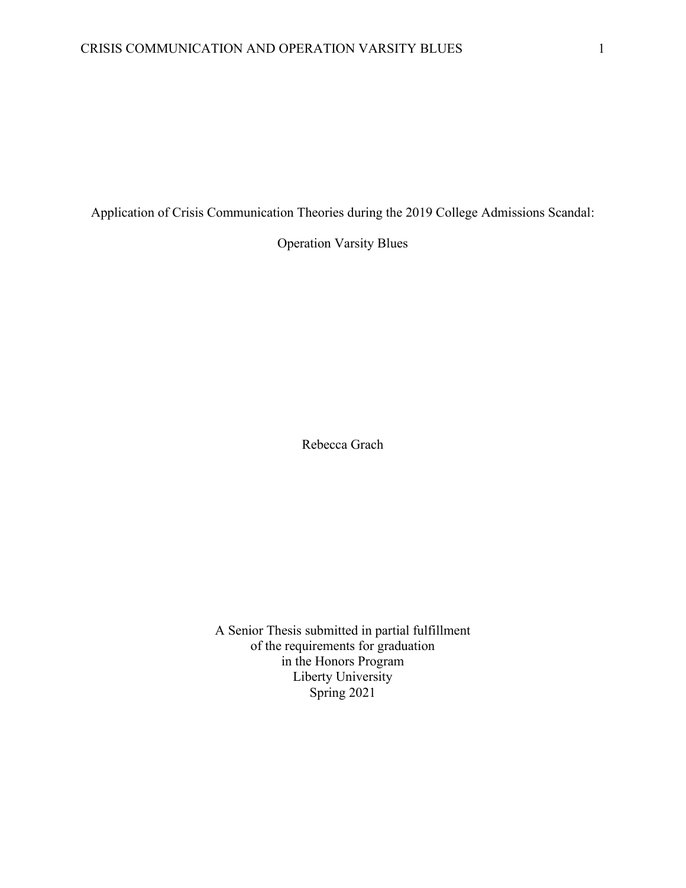# Application of Crisis Communication Theories during the 2019 College Admissions Scandal:

# Operation Varsity Blues

Rebecca Grach

A Senior Thesis submitted in partial fulfillment
of the requirements for graduation
in the Honors Program
Liberty University
Spring 2021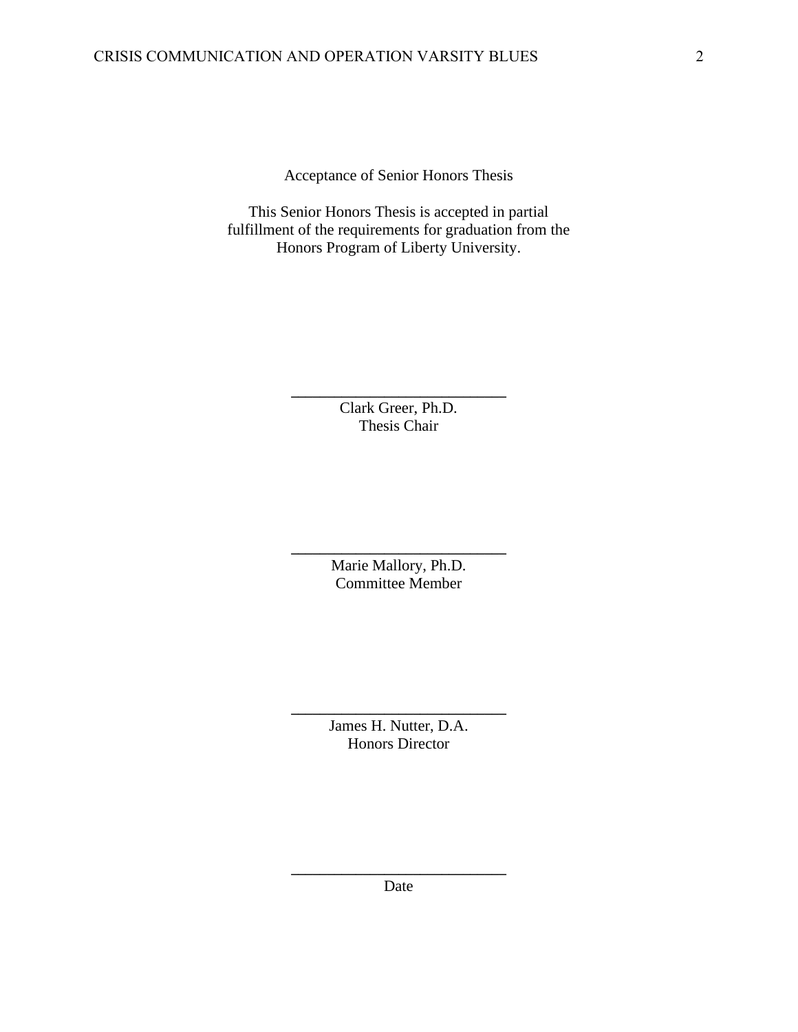Acceptance of Senior Honors Thesis

This Senior Honors Thesis is accepted in partial fulfillment of the requirements for graduation from the Honors Program of Liberty University.

______________________________
Clark Greer, Ph.D.
Thesis Chair

______________________________
Marie Mallory, Ph.D.
Committee Member

______________________________
James H. Nutter, D.A.
Honors Director

______________________________
Date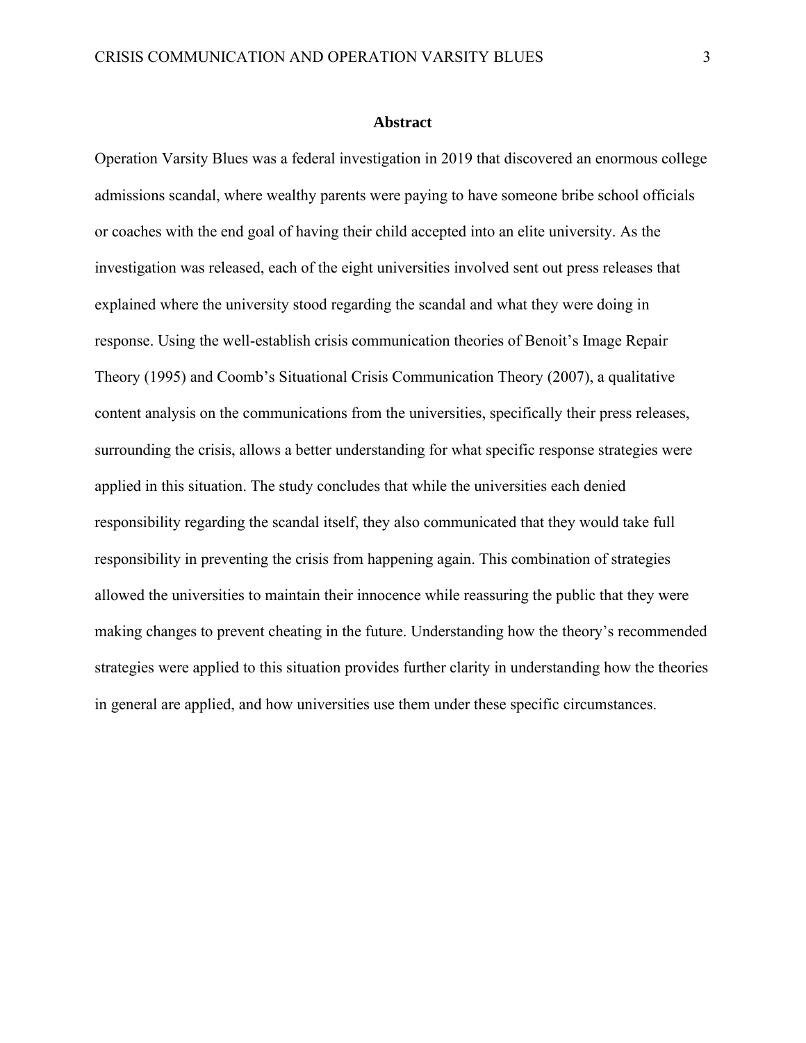# Abstract

Operation Varsity Blues was a federal investigation in 2019 that discovered an enormous college admissions scandal, where wealthy parents were paying to have someone bribe school officials or coaches with the end goal of having their child accepted into an elite university. As the investigation was released, each of the eight universities involved sent out press releases that explained where the university stood regarding the scandal and what they were doing in response. Using the well-establish crisis communication theories of Benoit's Image Repair Theory (1995) and Coomb's Situational Crisis Communication Theory (2007), a qualitative content analysis on the communications from the universities, specifically their press releases, surrounding the crisis, allows a better understanding for what specific response strategies were applied in this situation. The study concludes that while the universities each denied responsibility regarding the scandal itself, they also communicated that they would take full responsibility in preventing the crisis from happening again. This combination of strategies allowed the universities to maintain their innocence while reassuring the public that they were making changes to prevent cheating in the future. Understanding how the theory's recommended strategies were applied to this situation provides further clarity in understanding how the theories in general are applied, and how universities use them under these specific circumstances.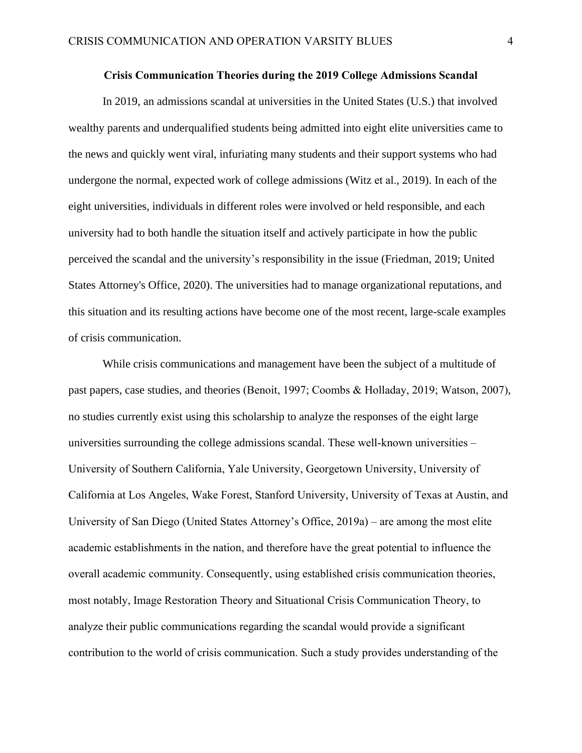## Crisis Communication Theories during the 2019 College Admissions Scandal

In 2019, an admissions scandal at universities in the United States (U.S.) that involved wealthy parents and underqualified students being admitted into eight elite universities came to the news and quickly went viral, infuriating many students and their support systems who had undergone the normal, expected work of college admissions (Witz et al., 2019). In each of the eight universities, individuals in different roles were involved or held responsible, and each university had to both handle the situation itself and actively participate in how the public perceived the scandal and the university's responsibility in the issue (Friedman, 2019; United States Attorney's Office, 2020). The universities had to manage organizational reputations, and this situation and its resulting actions have become one of the most recent, large-scale examples of crisis communication.

While crisis communications and management have been the subject of a multitude of past papers, case studies, and theories (Benoit, 1997; Coombs & Holladay, 2019; Watson, 2007), no studies currently exist using this scholarship to analyze the responses of the eight large universities surrounding the college admissions scandal. These well-known universities – University of Southern California, Yale University, Georgetown University, University of California at Los Angeles, Wake Forest, Stanford University, University of Texas at Austin, and University of San Diego (United States Attorney's Office, 2019a) – are among the most elite academic establishments in the nation, and therefore have the great potential to influence the overall academic community. Consequently, using established crisis communication theories, most notably, Image Restoration Theory and Situational Crisis Communication Theory, to analyze their public communications regarding the scandal would provide a significant contribution to the world of crisis communication. Such a study provides understanding of the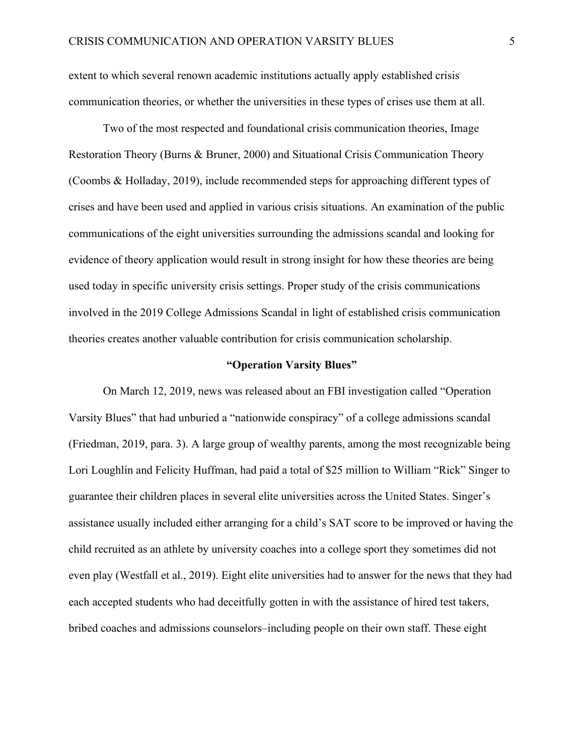extent to which several renown academic institutions actually apply established crisis communication theories, or whether the universities in these types of crises use them at all.

Two of the most respected and foundational crisis communication theories, Image Restoration Theory (Burns & Bruner, 2000) and Situational Crisis Communication Theory (Coombs & Holladay, 2019), include recommended steps for approaching different types of crises and have been used and applied in various crisis situations. An examination of the public communications of the eight universities surrounding the admissions scandal and looking for evidence of theory application would result in strong insight for how these theories are being used today in specific university crisis settings. Proper study of the crisis communications involved in the 2019 College Admissions Scandal in light of established crisis communication theories creates another valuable contribution for crisis communication scholarship.

## "Operation Varsity Blues"

On March 12, 2019, news was released about an FBI investigation called "Operation Varsity Blues" that had unburied a "nationwide conspiracy" of a college admissions scandal (Friedman, 2019, para. 3). A large group of wealthy parents, among the most recognizable being Lori Loughlin and Felicity Huffman, had paid a total of $25 million to William "Rick" Singer to guarantee their children places in several elite universities across the United States. Singer's assistance usually included either arranging for a child's SAT score to be improved or having the child recruited as an athlete by university coaches into a college sport they sometimes did not even play (Westfall et al., 2019). Eight elite universities had to answer for the news that they had each accepted students who had deceitfully gotten in with the assistance of hired test takers, bribed coaches and admissions counselors–including people on their own staff. These eight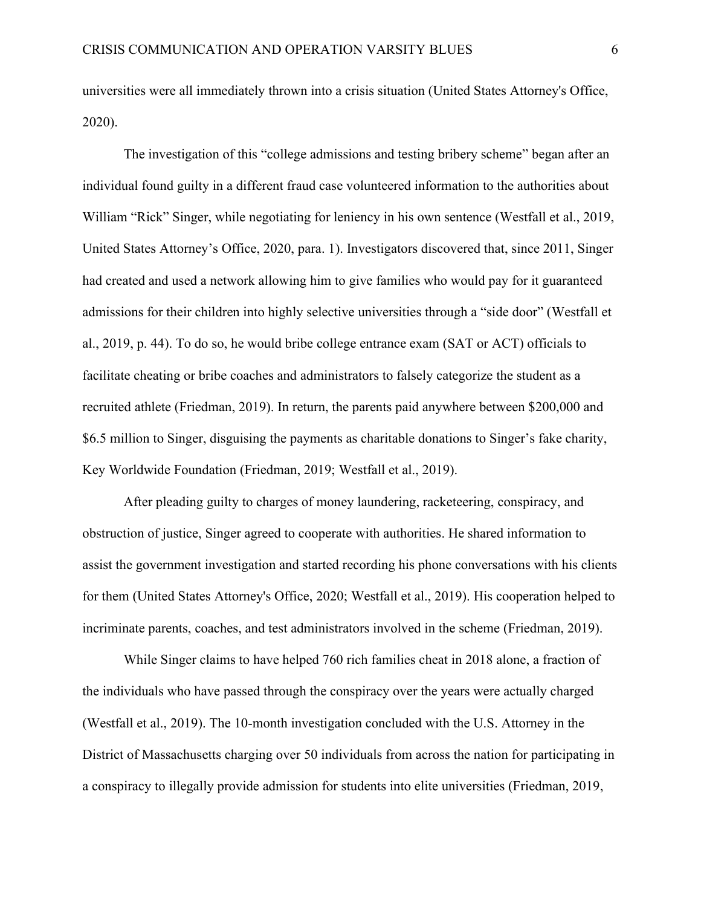universities were all immediately thrown into a crisis situation (United States Attorney's Office, 2020).

The investigation of this "college admissions and testing bribery scheme" began after an individual found guilty in a different fraud case volunteered information to the authorities about William "Rick" Singer, while negotiating for leniency in his own sentence (Westfall et al., 2019, United States Attorney's Office, 2020, para. 1). Investigators discovered that, since 2011, Singer had created and used a network allowing him to give families who would pay for it guaranteed admissions for their children into highly selective universities through a "side door" (Westfall et al., 2019, p. 44). To do so, he would bribe college entrance exam (SAT or ACT) officials to facilitate cheating or bribe coaches and administrators to falsely categorize the student as a recruited athlete (Friedman, 2019). In return, the parents paid anywhere between $200,000 and $6.5 million to Singer, disguising the payments as charitable donations to Singer's fake charity, Key Worldwide Foundation (Friedman, 2019; Westfall et al., 2019).

After pleading guilty to charges of money laundering, racketeering, conspiracy, and obstruction of justice, Singer agreed to cooperate with authorities. He shared information to assist the government investigation and started recording his phone conversations with his clients for them (United States Attorney's Office, 2020; Westfall et al., 2019). His cooperation helped to incriminate parents, coaches, and test administrators involved in the scheme (Friedman, 2019).

While Singer claims to have helped 760 rich families cheat in 2018 alone, a fraction of the individuals who have passed through the conspiracy over the years were actually charged (Westfall et al., 2019). The 10-month investigation concluded with the U.S. Attorney in the District of Massachusetts charging over 50 individuals from across the nation for participating in a conspiracy to illegally provide admission for students into elite universities (Friedman, 2019,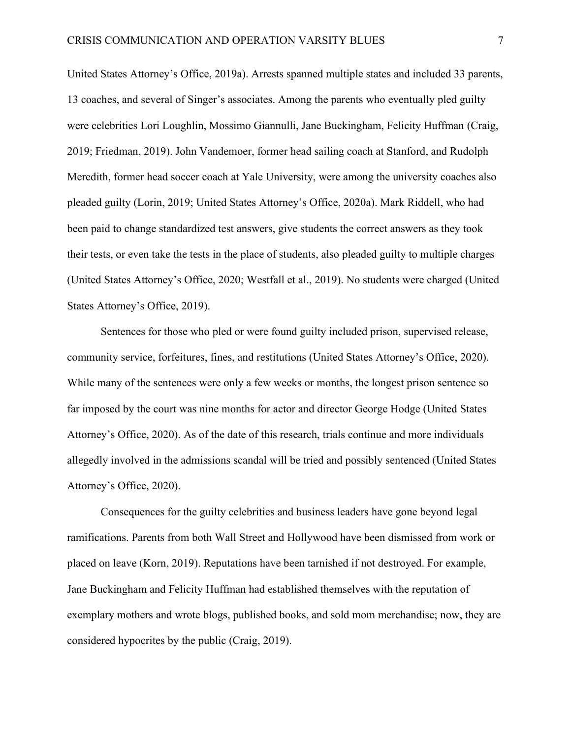United States Attorney's Office, 2019a). Arrests spanned multiple states and included 33 parents, 13 coaches, and several of Singer's associates. Among the parents who eventually pled guilty were celebrities Lori Loughlin, Mossimo Giannulli, Jane Buckingham, Felicity Huffman (Craig, 2019; Friedman, 2019). John Vandemoer, former head sailing coach at Stanford, and Rudolph Meredith, former head soccer coach at Yale University, were among the university coaches also pleaded guilty (Lorin, 2019; United States Attorney's Office, 2020a). Mark Riddell, who had been paid to change standardized test answers, give students the correct answers as they took their tests, or even take the tests in the place of students, also pleaded guilty to multiple charges (United States Attorney's Office, 2020; Westfall et al., 2019). No students were charged (United States Attorney's Office, 2019).

Sentences for those who pled or were found guilty included prison, supervised release, community service, forfeitures, fines, and restitutions (United States Attorney's Office, 2020). While many of the sentences were only a few weeks or months, the longest prison sentence so far imposed by the court was nine months for actor and director George Hodge (United States Attorney's Office, 2020). As of the date of this research, trials continue and more individuals allegedly involved in the admissions scandal will be tried and possibly sentenced (United States Attorney's Office, 2020).

Consequences for the guilty celebrities and business leaders have gone beyond legal ramifications. Parents from both Wall Street and Hollywood have been dismissed from work or placed on leave (Korn, 2019). Reputations have been tarnished if not destroyed. For example, Jane Buckingham and Felicity Huffman had established themselves with the reputation of exemplary mothers and wrote blogs, published books, and sold mom merchandise; now, they are considered hypocrites by the public (Craig, 2019).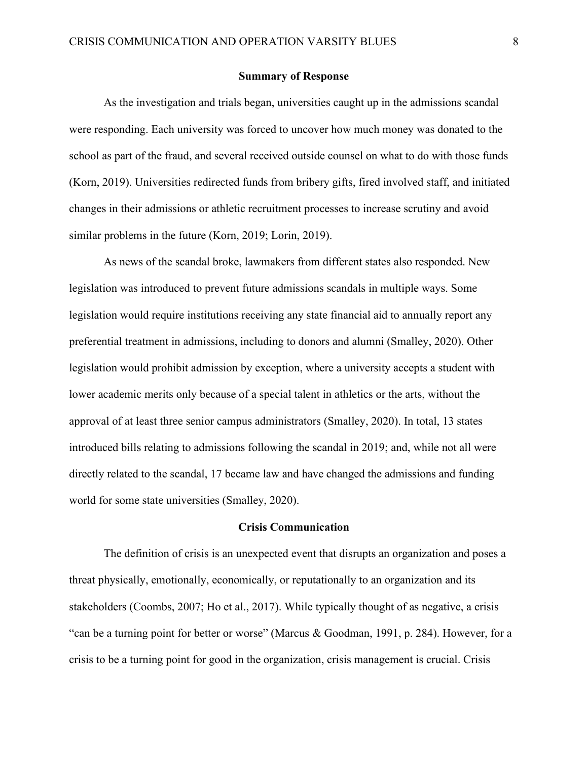## Summary of Response

As the investigation and trials began, universities caught up in the admissions scandal were responding. Each university was forced to uncover how much money was donated to the school as part of the fraud, and several received outside counsel on what to do with those funds (Korn, 2019). Universities redirected funds from bribery gifts, fired involved staff, and initiated changes in their admissions or athletic recruitment processes to increase scrutiny and avoid similar problems in the future (Korn, 2019; Lorin, 2019).

As news of the scandal broke, lawmakers from different states also responded. New legislation was introduced to prevent future admissions scandals in multiple ways. Some legislation would require institutions receiving any state financial aid to annually report any preferential treatment in admissions, including to donors and alumni (Smalley, 2020). Other legislation would prohibit admission by exception, where a university accepts a student with lower academic merits only because of a special talent in athletics or the arts, without the approval of at least three senior campus administrators (Smalley, 2020). In total, 13 states introduced bills relating to admissions following the scandal in 2019; and, while not all were directly related to the scandal, 17 became law and have changed the admissions and funding world for some state universities (Smalley, 2020).

## Crisis Communication

The definition of crisis is an unexpected event that disrupts an organization and poses a threat physically, emotionally, economically, or reputationally to an organization and its stakeholders (Coombs, 2007; Ho et al., 2017). While typically thought of as negative, a crisis "can be a turning point for better or worse" (Marcus & Goodman, 1991, p. 284). However, for a crisis to be a turning point for good in the organization, crisis management is crucial. Crisis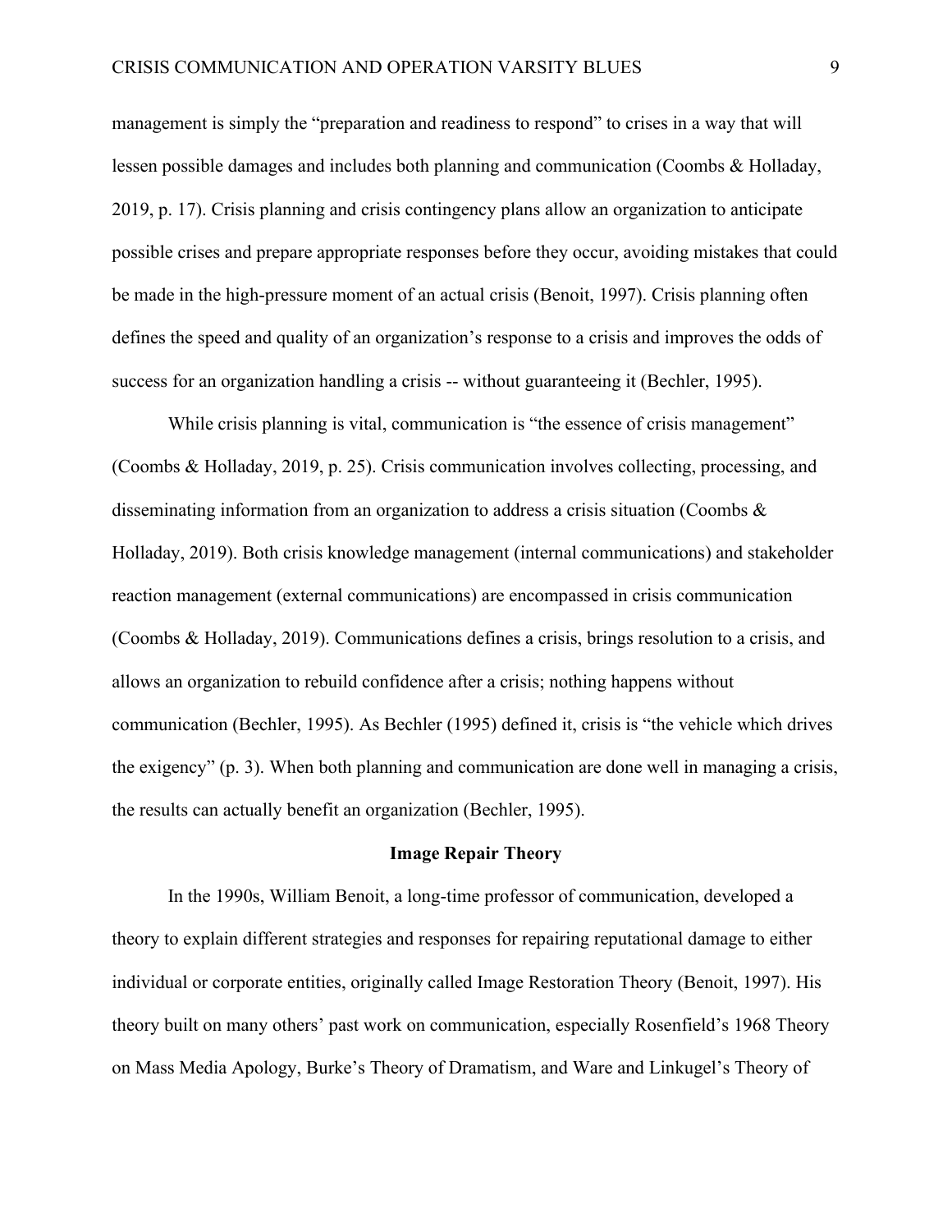management is simply the "preparation and readiness to respond" to crises in a way that will lessen possible damages and includes both planning and communication (Coombs & Holladay, 2019, p. 17). Crisis planning and crisis contingency plans allow an organization to anticipate possible crises and prepare appropriate responses before they occur, avoiding mistakes that could be made in the high-pressure moment of an actual crisis (Benoit, 1997). Crisis planning often defines the speed and quality of an organization's response to a crisis and improves the odds of success for an organization handling a crisis -- without guaranteeing it (Bechler, 1995).

While crisis planning is vital, communication is "the essence of crisis management" (Coombs & Holladay, 2019, p. 25). Crisis communication involves collecting, processing, and disseminating information from an organization to address a crisis situation (Coombs & Holladay, 2019). Both crisis knowledge management (internal communications) and stakeholder reaction management (external communications) are encompassed in crisis communication (Coombs & Holladay, 2019). Communications defines a crisis, brings resolution to a crisis, and allows an organization to rebuild confidence after a crisis; nothing happens without communication (Bechler, 1995). As Bechler (1995) defined it, crisis is "the vehicle which drives the exigency" (p. 3). When both planning and communication are done well in managing a crisis, the results can actually benefit an organization (Bechler, 1995).

## Image Repair Theory

In the 1990s, William Benoit, a long-time professor of communication, developed a theory to explain different strategies and responses for repairing reputational damage to either individual or corporate entities, originally called Image Restoration Theory (Benoit, 1997). His theory built on many others' past work on communication, especially Rosenfield's 1968 Theory on Mass Media Apology, Burke's Theory of Dramatism, and Ware and Linkugel's Theory of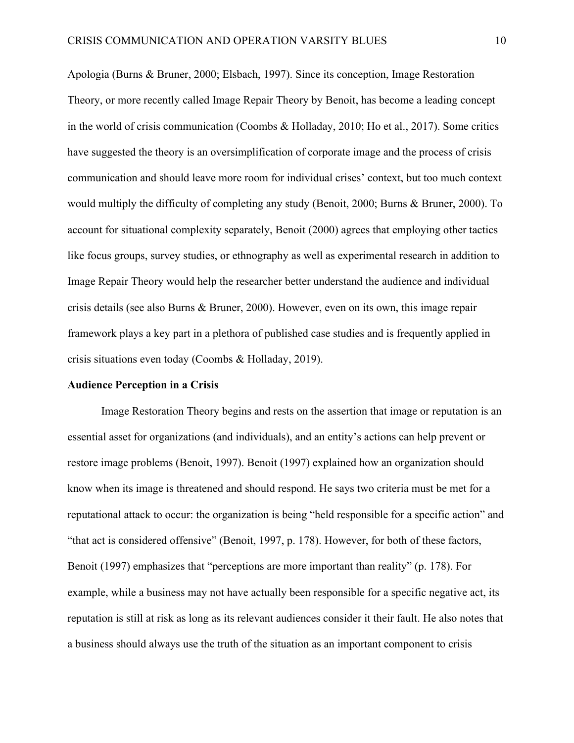Apologia (Burns & Bruner, 2000; Elsbach, 1997). Since its conception, Image Restoration Theory, or more recently called Image Repair Theory by Benoit, has become a leading concept in the world of crisis communication (Coombs & Holladay, 2010; Ho et al., 2017). Some critics have suggested the theory is an oversimplification of corporate image and the process of crisis communication and should leave more room for individual crises' context, but too much context would multiply the difficulty of completing any study (Benoit, 2000; Burns & Bruner, 2000). To account for situational complexity separately, Benoit (2000) agrees that employing other tactics like focus groups, survey studies, or ethnography as well as experimental research in addition to Image Repair Theory would help the researcher better understand the audience and individual crisis details (see also Burns & Bruner, 2000). However, even on its own, this image repair framework plays a key part in a plethora of published case studies and is frequently applied in crisis situations even today (Coombs & Holladay, 2019).

**Audience Perception in a Crisis**

Image Restoration Theory begins and rests on the assertion that image or reputation is an essential asset for organizations (and individuals), and an entity's actions can help prevent or restore image problems (Benoit, 1997). Benoit (1997) explained how an organization should know when its image is threatened and should respond. He says two criteria must be met for a reputational attack to occur: the organization is being "held responsible for a specific action" and "that act is considered offensive" (Benoit, 1997, p. 178). However, for both of these factors, Benoit (1997) emphasizes that "perceptions are more important than reality" (p. 178). For example, while a business may not have actually been responsible for a specific negative act, its reputation is still at risk as long as its relevant audiences consider it their fault. He also notes that a business should always use the truth of the situation as an important component to crisis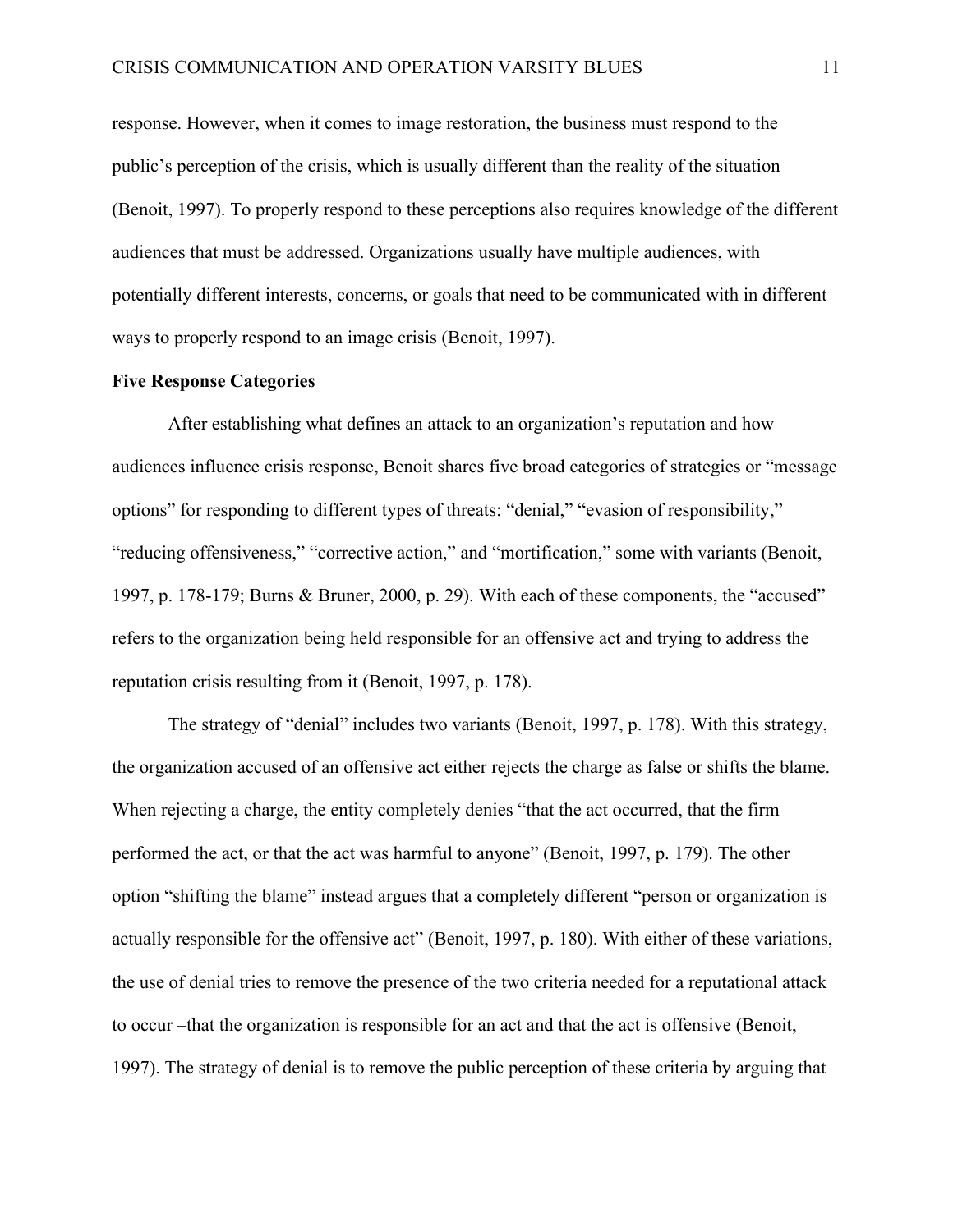response. However, when it comes to image restoration, the business must respond to the public's perception of the crisis, which is usually different than the reality of the situation (Benoit, 1997). To properly respond to these perceptions also requires knowledge of the different audiences that must be addressed. Organizations usually have multiple audiences, with potentially different interests, concerns, or goals that need to be communicated with in different ways to properly respond to an image crisis (Benoit, 1997).

**Five Response Categories**

After establishing what defines an attack to an organization's reputation and how audiences influence crisis response, Benoit shares five broad categories of strategies or "message options" for responding to different types of threats: "denial," "evasion of responsibility," "reducing offensiveness," "corrective action," and "mortification," some with variants (Benoit, 1997, p. 178-179; Burns & Bruner, 2000, p. 29). With each of these components, the "accused" refers to the organization being held responsible for an offensive act and trying to address the reputation crisis resulting from it (Benoit, 1997, p. 178).

The strategy of "denial" includes two variants (Benoit, 1997, p. 178). With this strategy, the organization accused of an offensive act either rejects the charge as false or shifts the blame. When rejecting a charge, the entity completely denies "that the act occurred, that the firm performed the act, or that the act was harmful to anyone" (Benoit, 1997, p. 179). The other option "shifting the blame" instead argues that a completely different "person or organization is actually responsible for the offensive act" (Benoit, 1997, p. 180). With either of these variations, the use of denial tries to remove the presence of the two criteria needed for a reputational attack to occur –that the organization is responsible for an act and that the act is offensive (Benoit, 1997). The strategy of denial is to remove the public perception of these criteria by arguing that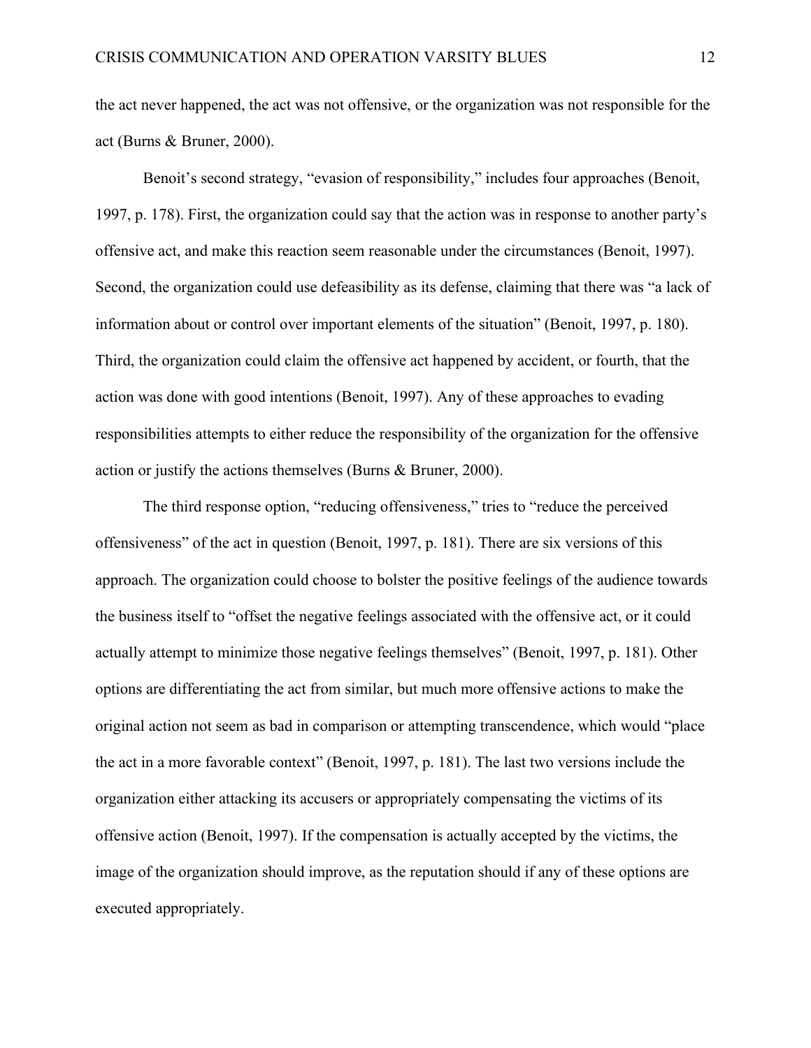the act never happened, the act was not offensive, or the organization was not responsible for the act (Burns & Bruner, 2000).

Benoit's second strategy, "evasion of responsibility," includes four approaches (Benoit, 1997, p. 178). First, the organization could say that the action was in response to another party's offensive act, and make this reaction seem reasonable under the circumstances (Benoit, 1997). Second, the organization could use defeasibility as its defense, claiming that there was "a lack of information about or control over important elements of the situation" (Benoit, 1997, p. 180). Third, the organization could claim the offensive act happened by accident, or fourth, that the action was done with good intentions (Benoit, 1997). Any of these approaches to evading responsibilities attempts to either reduce the responsibility of the organization for the offensive action or justify the actions themselves (Burns & Bruner, 2000).

The third response option, "reducing offensiveness," tries to "reduce the perceived offensiveness" of the act in question (Benoit, 1997, p. 181). There are six versions of this approach. The organization could choose to bolster the positive feelings of the audience towards the business itself to "offset the negative feelings associated with the offensive act, or it could actually attempt to minimize those negative feelings themselves" (Benoit, 1997, p. 181). Other options are differentiating the act from similar, but much more offensive actions to make the original action not seem as bad in comparison or attempting transcendence, which would "place the act in a more favorable context" (Benoit, 1997, p. 181). The last two versions include the organization either attacking its accusers or appropriately compensating the victims of its offensive action (Benoit, 1997). If the compensation is actually accepted by the victims, the image of the organization should improve, as the reputation should if any of these options are executed appropriately.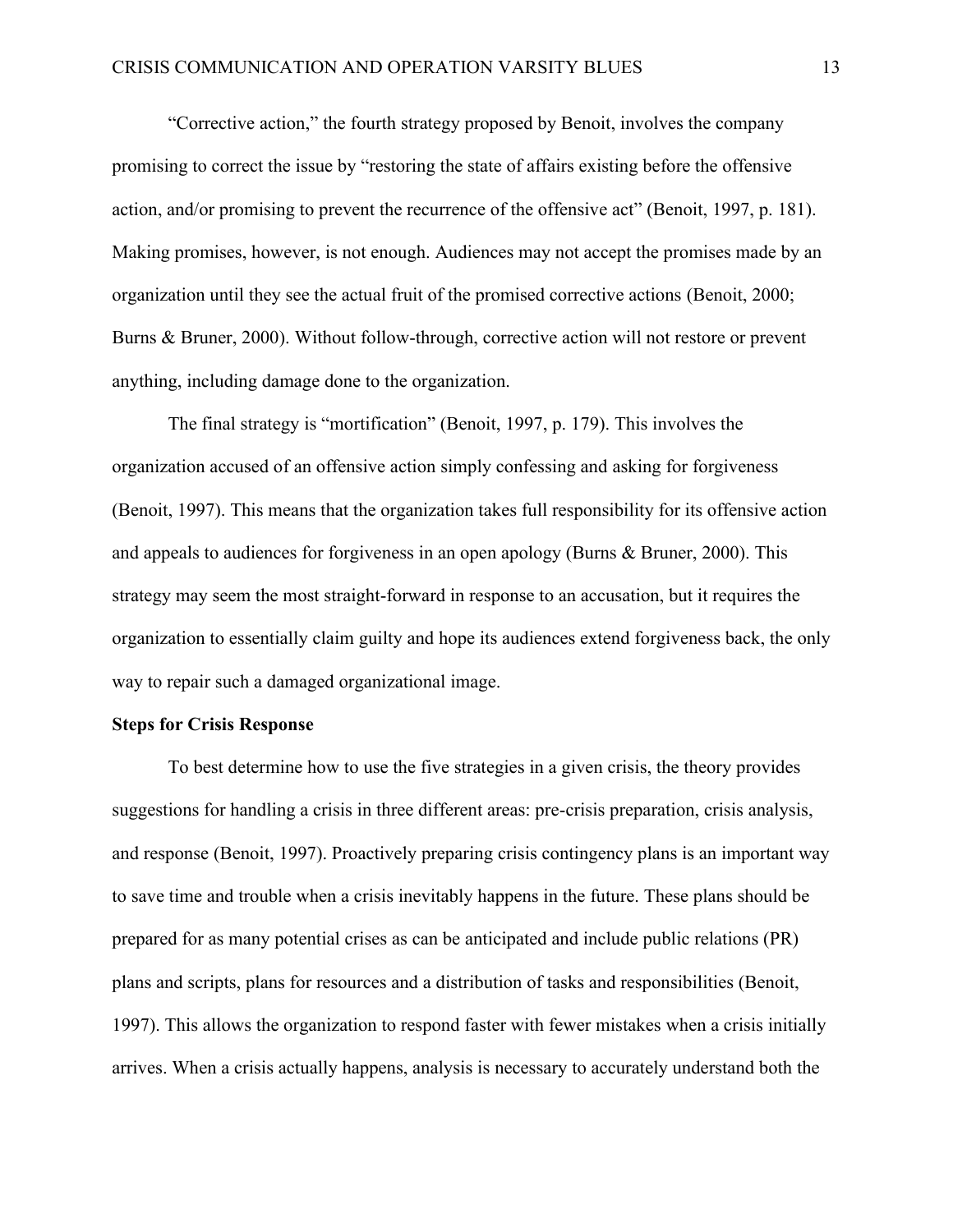"Corrective action," the fourth strategy proposed by Benoit, involves the company promising to correct the issue by "restoring the state of affairs existing before the offensive action, and/or promising to prevent the recurrence of the offensive act" (Benoit, 1997, p. 181). Making promises, however, is not enough. Audiences may not accept the promises made by an organization until they see the actual fruit of the promised corrective actions (Benoit, 2000; Burns & Bruner, 2000). Without follow-through, corrective action will not restore or prevent anything, including damage done to the organization.

The final strategy is "mortification" (Benoit, 1997, p. 179). This involves the organization accused of an offensive action simply confessing and asking for forgiveness (Benoit, 1997). This means that the organization takes full responsibility for its offensive action and appeals to audiences for forgiveness in an open apology (Burns & Bruner, 2000). This strategy may seem the most straight-forward in response to an accusation, but it requires the organization to essentially claim guilty and hope its audiences extend forgiveness back, the only way to repair such a damaged organizational image.

**Steps for Crisis Response**

To best determine how to use the five strategies in a given crisis, the theory provides suggestions for handling a crisis in three different areas: pre-crisis preparation, crisis analysis, and response (Benoit, 1997). Proactively preparing crisis contingency plans is an important way to save time and trouble when a crisis inevitably happens in the future. These plans should be prepared for as many potential crises as can be anticipated and include public relations (PR) plans and scripts, plans for resources and a distribution of tasks and responsibilities (Benoit, 1997). This allows the organization to respond faster with fewer mistakes when a crisis initially arrives. When a crisis actually happens, analysis is necessary to accurately understand both the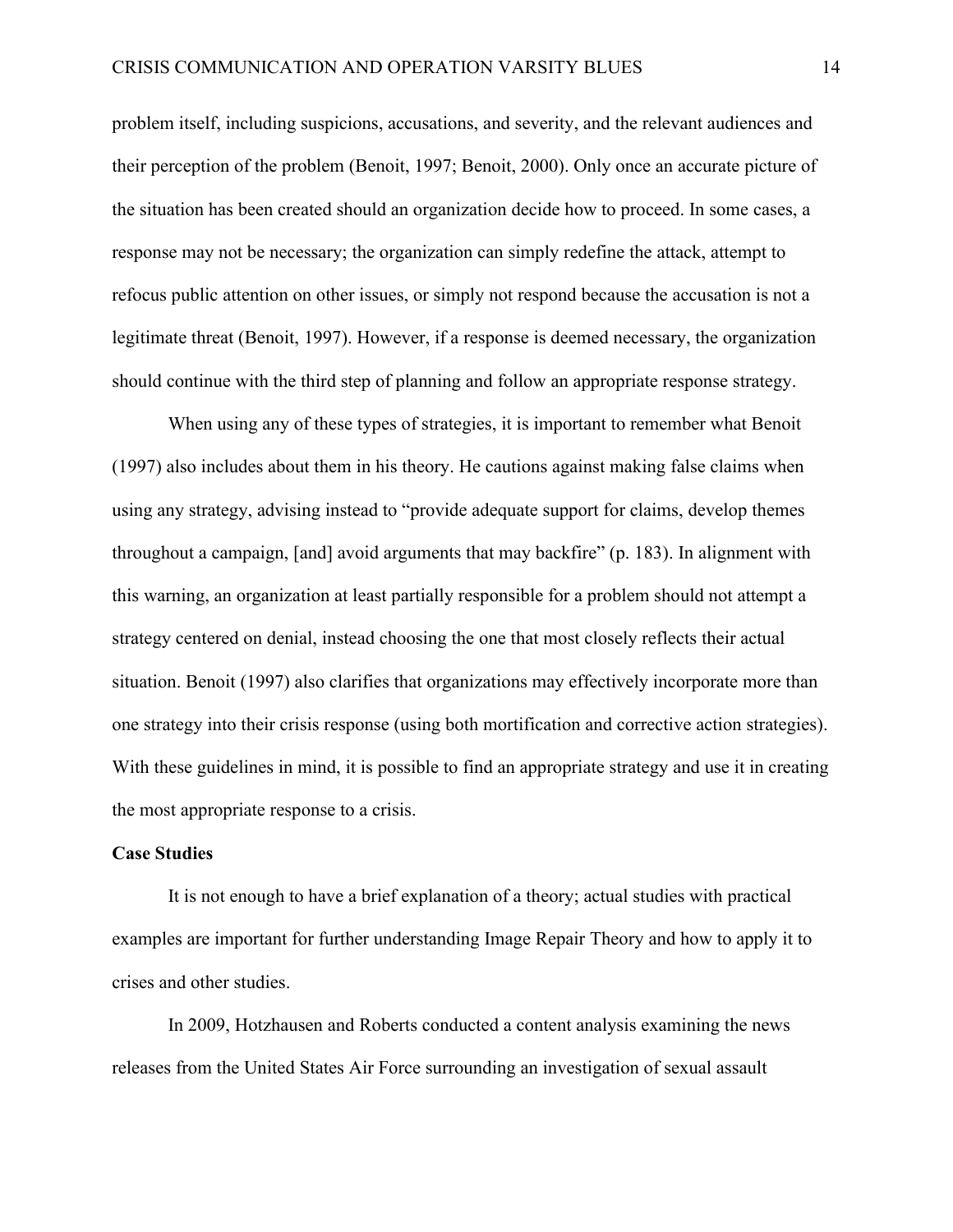problem itself, including suspicions, accusations, and severity, and the relevant audiences and their perception of the problem (Benoit, 1997; Benoit, 2000). Only once an accurate picture of the situation has been created should an organization decide how to proceed. In some cases, a response may not be necessary; the organization can simply redefine the attack, attempt to refocus public attention on other issues, or simply not respond because the accusation is not a legitimate threat (Benoit, 1997). However, if a response is deemed necessary, the organization should continue with the third step of planning and follow an appropriate response strategy.

When using any of these types of strategies, it is important to remember what Benoit (1997) also includes about them in his theory. He cautions against making false claims when using any strategy, advising instead to "provide adequate support for claims, develop themes throughout a campaign, [and] avoid arguments that may backfire" (p. 183). In alignment with this warning, an organization at least partially responsible for a problem should not attempt a strategy centered on denial, instead choosing the one that most closely reflects their actual situation. Benoit (1997) also clarifies that organizations may effectively incorporate more than one strategy into their crisis response (using both mortification and corrective action strategies). With these guidelines in mind, it is possible to find an appropriate strategy and use it in creating the most appropriate response to a crisis.

**Case Studies**

It is not enough to have a brief explanation of a theory; actual studies with practical examples are important for further understanding Image Repair Theory and how to apply it to crises and other studies.

In 2009, Hotzhausen and Roberts conducted a content analysis examining the news releases from the United States Air Force surrounding an investigation of sexual assault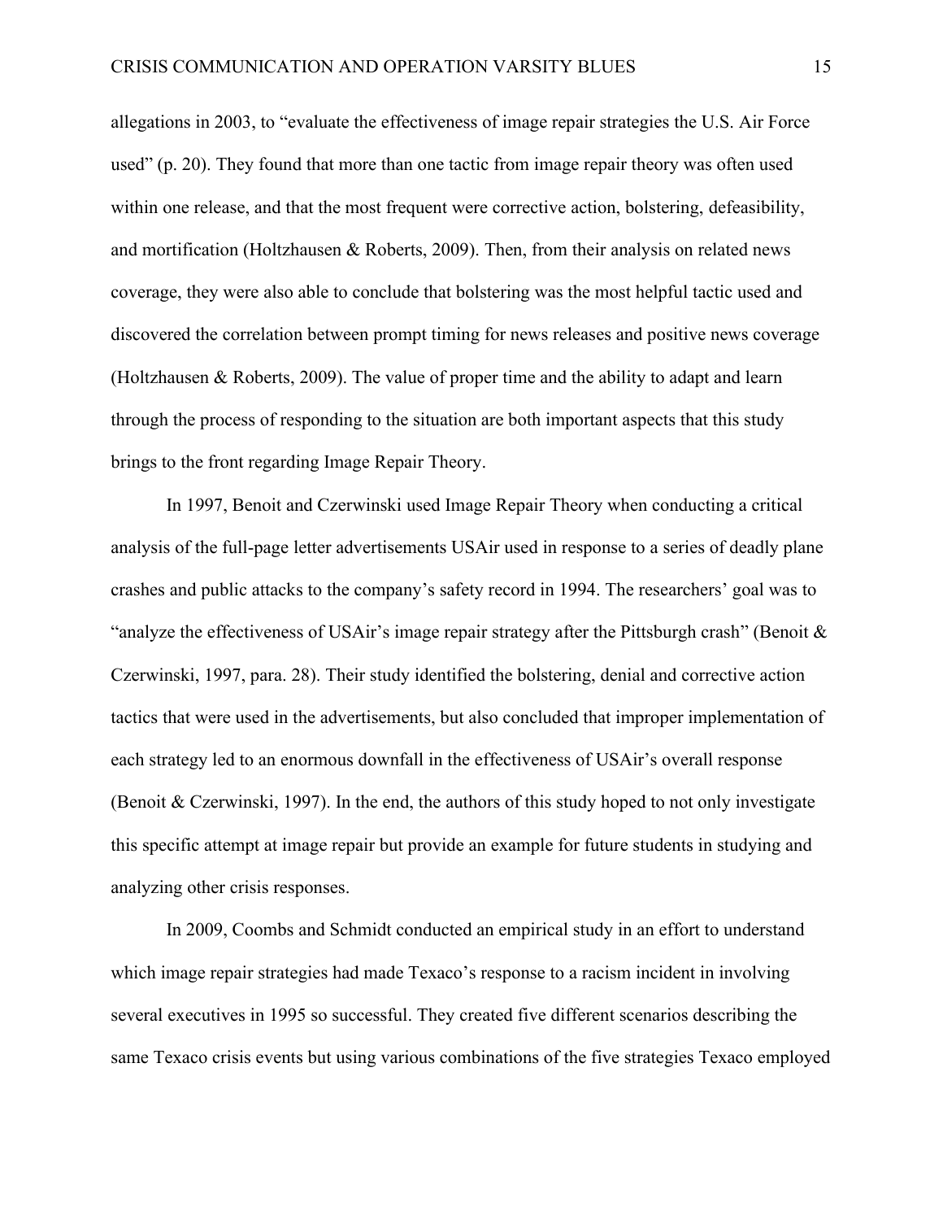allegations in 2003, to "evaluate the effectiveness of image repair strategies the U.S. Air Force used" (p. 20). They found that more than one tactic from image repair theory was often used within one release, and that the most frequent were corrective action, bolstering, defeasibility, and mortification (Holtzhausen & Roberts, 2009). Then, from their analysis on related news coverage, they were also able to conclude that bolstering was the most helpful tactic used and discovered the correlation between prompt timing for news releases and positive news coverage (Holtzhausen & Roberts, 2009). The value of proper time and the ability to adapt and learn through the process of responding to the situation are both important aspects that this study brings to the front regarding Image Repair Theory.

In 1997, Benoit and Czerwinski used Image Repair Theory when conducting a critical analysis of the full-page letter advertisements USAir used in response to a series of deadly plane crashes and public attacks to the company's safety record in 1994. The researchers' goal was to "analyze the effectiveness of USAir's image repair strategy after the Pittsburgh crash" (Benoit & Czerwinski, 1997, para. 28). Their study identified the bolstering, denial and corrective action tactics that were used in the advertisements, but also concluded that improper implementation of each strategy led to an enormous downfall in the effectiveness of USAir's overall response (Benoit & Czerwinski, 1997). In the end, the authors of this study hoped to not only investigate this specific attempt at image repair but provide an example for future students in studying and analyzing other crisis responses.

In 2009, Coombs and Schmidt conducted an empirical study in an effort to understand which image repair strategies had made Texaco's response to a racism incident in involving several executives in 1995 so successful. They created five different scenarios describing the same Texaco crisis events but using various combinations of the five strategies Texaco employed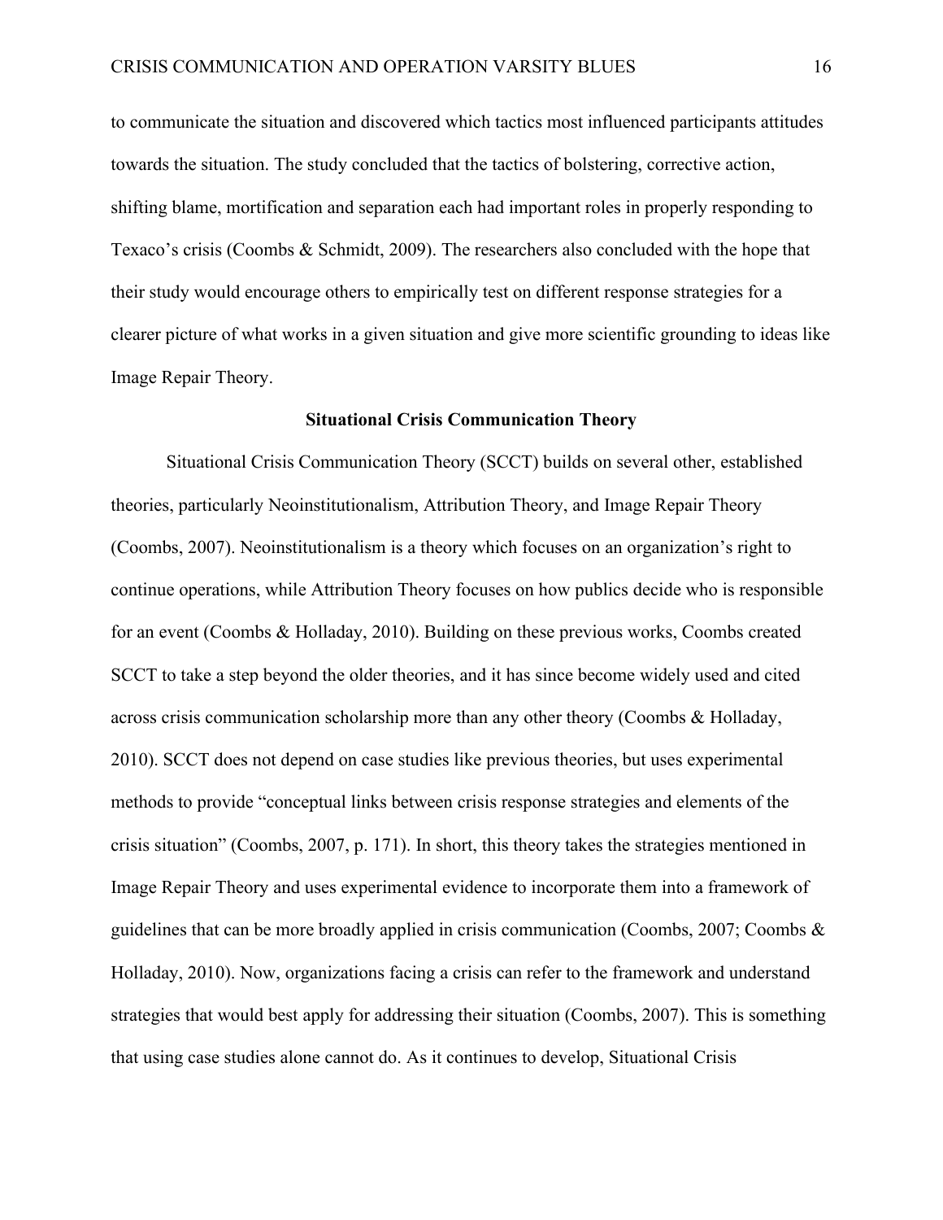to communicate the situation and discovered which tactics most influenced participants attitudes towards the situation. The study concluded that the tactics of bolstering, corrective action, shifting blame, mortification and separation each had important roles in properly responding to Texaco's crisis (Coombs & Schmidt, 2009). The researchers also concluded with the hope that their study would encourage others to empirically test on different response strategies for a clearer picture of what works in a given situation and give more scientific grounding to ideas like Image Repair Theory.

## Situational Crisis Communication Theory

Situational Crisis Communication Theory (SCCT) builds on several other, established theories, particularly Neoinstitutionalism, Attribution Theory, and Image Repair Theory (Coombs, 2007). Neoinstitutionalism is a theory which focuses on an organization's right to continue operations, while Attribution Theory focuses on how publics decide who is responsible for an event (Coombs & Holladay, 2010). Building on these previous works, Coombs created SCCT to take a step beyond the older theories, and it has since become widely used and cited across crisis communication scholarship more than any other theory (Coombs & Holladay, 2010). SCCT does not depend on case studies like previous theories, but uses experimental methods to provide "conceptual links between crisis response strategies and elements of the crisis situation" (Coombs, 2007, p. 171). In short, this theory takes the strategies mentioned in Image Repair Theory and uses experimental evidence to incorporate them into a framework of guidelines that can be more broadly applied in crisis communication (Coombs, 2007; Coombs & Holladay, 2010). Now, organizations facing a crisis can refer to the framework and understand strategies that would best apply for addressing their situation (Coombs, 2007). This is something that using case studies alone cannot do. As it continues to develop, Situational Crisis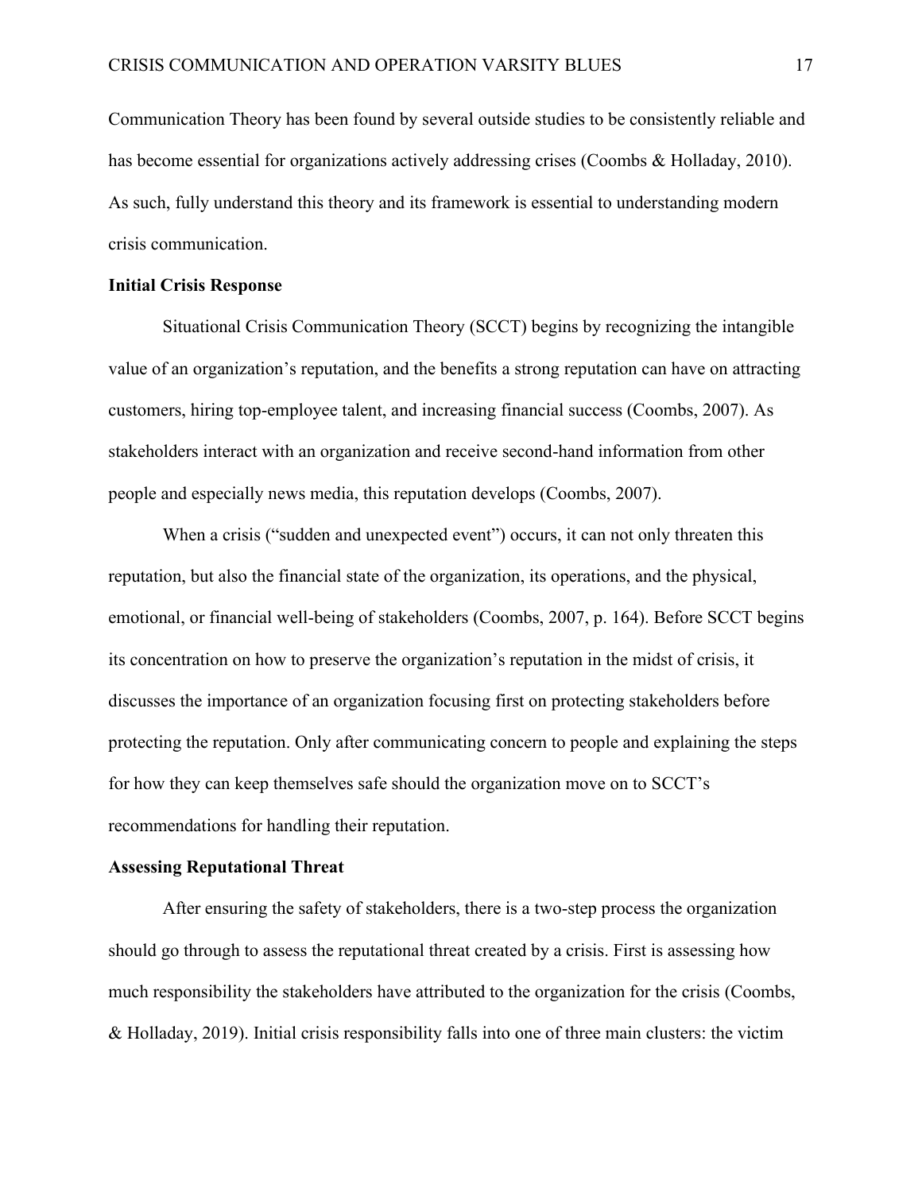Communication Theory has been found by several outside studies to be consistently reliable and has become essential for organizations actively addressing crises (Coombs & Holladay, 2010). As such, fully understand this theory and its framework is essential to understanding modern crisis communication.

**Initial Crisis Response**

Situational Crisis Communication Theory (SCCT) begins by recognizing the intangible value of an organization's reputation, and the benefits a strong reputation can have on attracting customers, hiring top-employee talent, and increasing financial success (Coombs, 2007). As stakeholders interact with an organization and receive second-hand information from other people and especially news media, this reputation develops (Coombs, 2007).

When a crisis ("sudden and unexpected event") occurs, it can not only threaten this reputation, but also the financial state of the organization, its operations, and the physical, emotional, or financial well-being of stakeholders (Coombs, 2007, p. 164). Before SCCT begins its concentration on how to preserve the organization's reputation in the midst of crisis, it discusses the importance of an organization focusing first on protecting stakeholders before protecting the reputation. Only after communicating concern to people and explaining the steps for how they can keep themselves safe should the organization move on to SCCT's recommendations for handling their reputation.

**Assessing Reputational Threat**

After ensuring the safety of stakeholders, there is a two-step process the organization should go through to assess the reputational threat created by a crisis. First is assessing how much responsibility the stakeholders have attributed to the organization for the crisis (Coombs, & Holladay, 2019). Initial crisis responsibility falls into one of three main clusters: the victim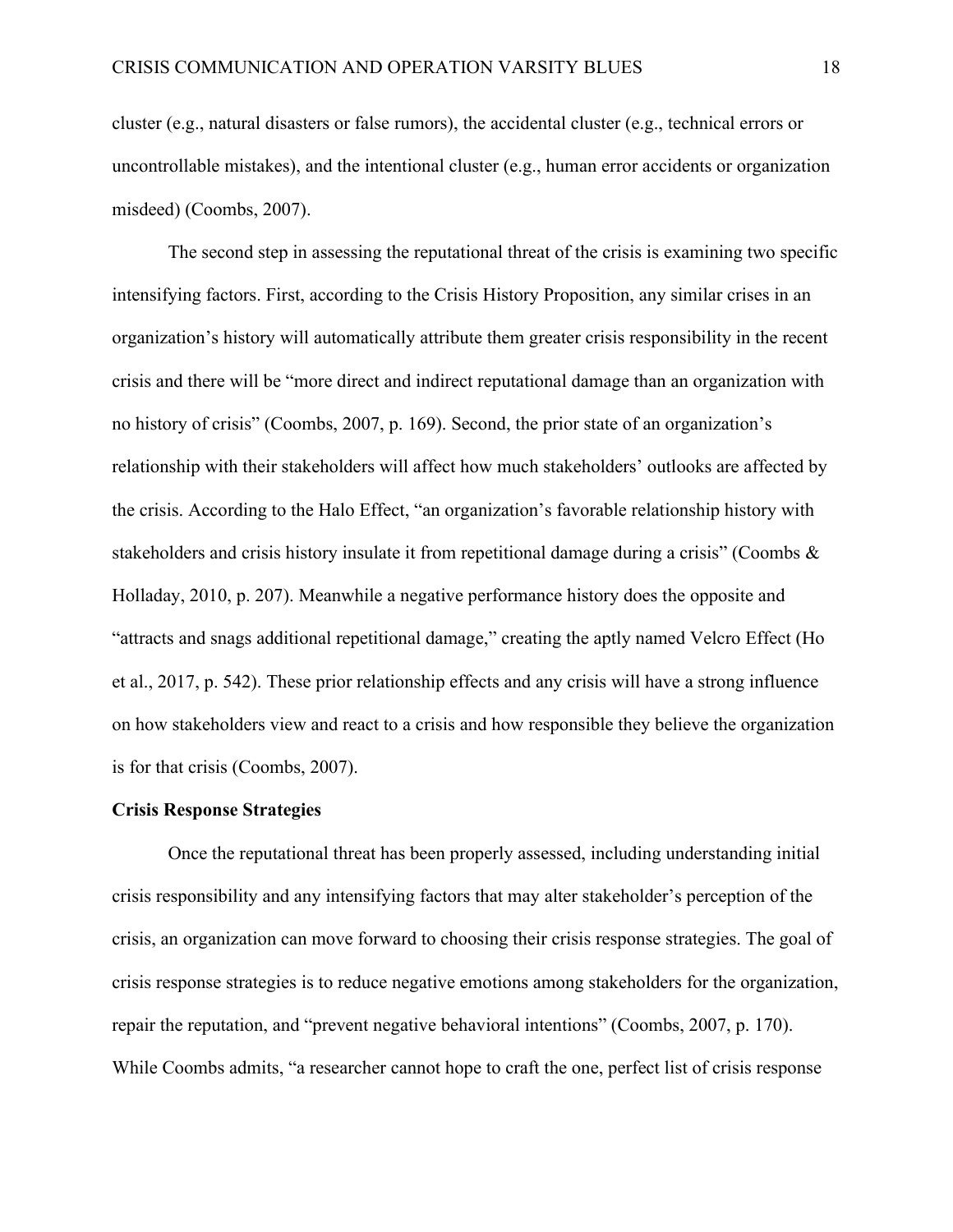cluster (e.g., natural disasters or false rumors), the accidental cluster (e.g., technical errors or uncontrollable mistakes), and the intentional cluster (e.g., human error accidents or organization misdeed) (Coombs, 2007).

The second step in assessing the reputational threat of the crisis is examining two specific intensifying factors. First, according to the Crisis History Proposition, any similar crises in an organization's history will automatically attribute them greater crisis responsibility in the recent crisis and there will be "more direct and indirect reputational damage than an organization with no history of crisis" (Coombs, 2007, p. 169). Second, the prior state of an organization's relationship with their stakeholders will affect how much stakeholders' outlooks are affected by the crisis. According to the Halo Effect, "an organization's favorable relationship history with stakeholders and crisis history insulate it from repetitional damage during a crisis" (Coombs & Holladay, 2010, p. 207). Meanwhile a negative performance history does the opposite and "attracts and snags additional repetitional damage," creating the aptly named Velcro Effect (Ho et al., 2017, p. 542). These prior relationship effects and any crisis will have a strong influence on how stakeholders view and react to a crisis and how responsible they believe the organization is for that crisis (Coombs, 2007).

**Crisis Response Strategies**

Once the reputational threat has been properly assessed, including understanding initial crisis responsibility and any intensifying factors that may alter stakeholder's perception of the crisis, an organization can move forward to choosing their crisis response strategies. The goal of crisis response strategies is to reduce negative emotions among stakeholders for the organization, repair the reputation, and "prevent negative behavioral intentions" (Coombs, 2007, p. 170). While Coombs admits, "a researcher cannot hope to craft the one, perfect list of crisis response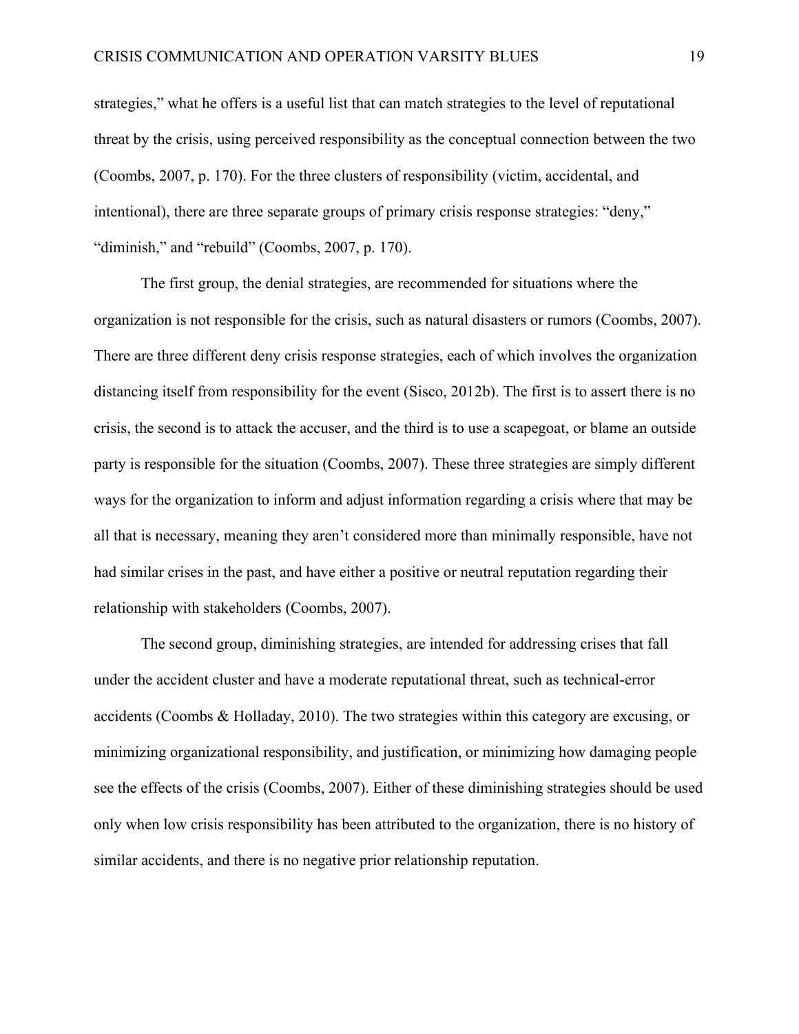strategies," what he offers is a useful list that can match strategies to the level of reputational threat by the crisis, using perceived responsibility as the conceptual connection between the two (Coombs, 2007, p. 170). For the three clusters of responsibility (victim, accidental, and intentional), there are three separate groups of primary crisis response strategies: "deny," "diminish," and "rebuild" (Coombs, 2007, p. 170).

The first group, the denial strategies, are recommended for situations where the organization is not responsible for the crisis, such as natural disasters or rumors (Coombs, 2007). There are three different deny crisis response strategies, each of which involves the organization distancing itself from responsibility for the event (Sisco, 2012b). The first is to assert there is no crisis, the second is to attack the accuser, and the third is to use a scapegoat, or blame an outside party is responsible for the situation (Coombs, 2007). These three strategies are simply different ways for the organization to inform and adjust information regarding a crisis where that may be all that is necessary, meaning they aren't considered more than minimally responsible, have not had similar crises in the past, and have either a positive or neutral reputation regarding their relationship with stakeholders (Coombs, 2007).

The second group, diminishing strategies, are intended for addressing crises that fall under the accident cluster and have a moderate reputational threat, such as technical-error accidents (Coombs & Holladay, 2010). The two strategies within this category are excusing, or minimizing organizational responsibility, and justification, or minimizing how damaging people see the effects of the crisis (Coombs, 2007). Either of these diminishing strategies should be used only when low crisis responsibility has been attributed to the organization, there is no history of similar accidents, and there is no negative prior relationship reputation.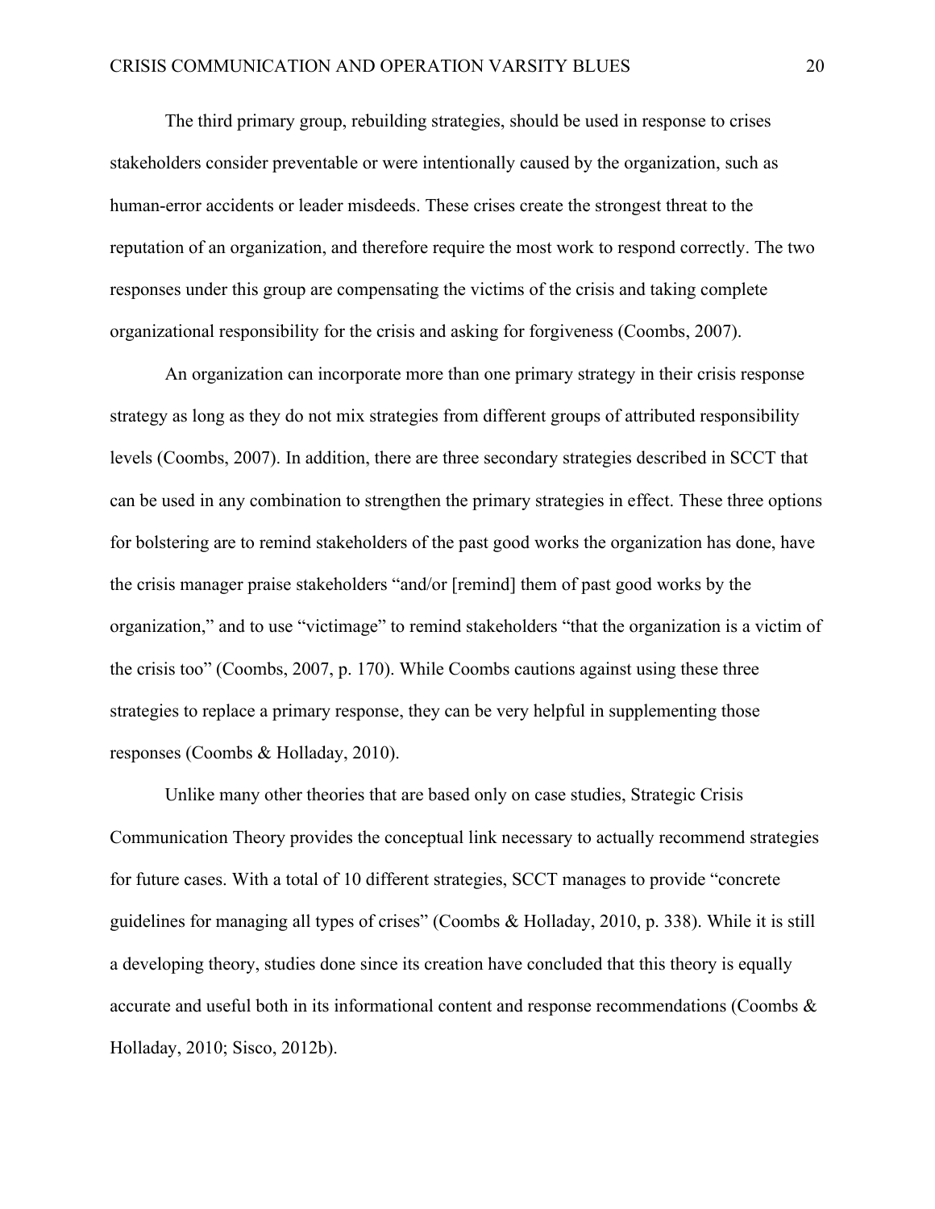The third primary group, rebuilding strategies, should be used in response to crises stakeholders consider preventable or were intentionally caused by the organization, such as human-error accidents or leader misdeeds. These crises create the strongest threat to the reputation of an organization, and therefore require the most work to respond correctly. The two responses under this group are compensating the victims of the crisis and taking complete organizational responsibility for the crisis and asking for forgiveness (Coombs, 2007).

An organization can incorporate more than one primary strategy in their crisis response strategy as long as they do not mix strategies from different groups of attributed responsibility levels (Coombs, 2007). In addition, there are three secondary strategies described in SCCT that can be used in any combination to strengthen the primary strategies in effect. These three options for bolstering are to remind stakeholders of the past good works the organization has done, have the crisis manager praise stakeholders "and/or [remind] them of past good works by the organization," and to use "victimage" to remind stakeholders "that the organization is a victim of the crisis too" (Coombs, 2007, p. 170). While Coombs cautions against using these three strategies to replace a primary response, they can be very helpful in supplementing those responses (Coombs & Holladay, 2010).

Unlike many other theories that are based only on case studies, Strategic Crisis Communication Theory provides the conceptual link necessary to actually recommend strategies for future cases. With a total of 10 different strategies, SCCT manages to provide "concrete guidelines for managing all types of crises" (Coombs & Holladay, 2010, p. 338). While it is still a developing theory, studies done since its creation have concluded that this theory is equally accurate and useful both in its informational content and response recommendations (Coombs & Holladay, 2010; Sisco, 2012b).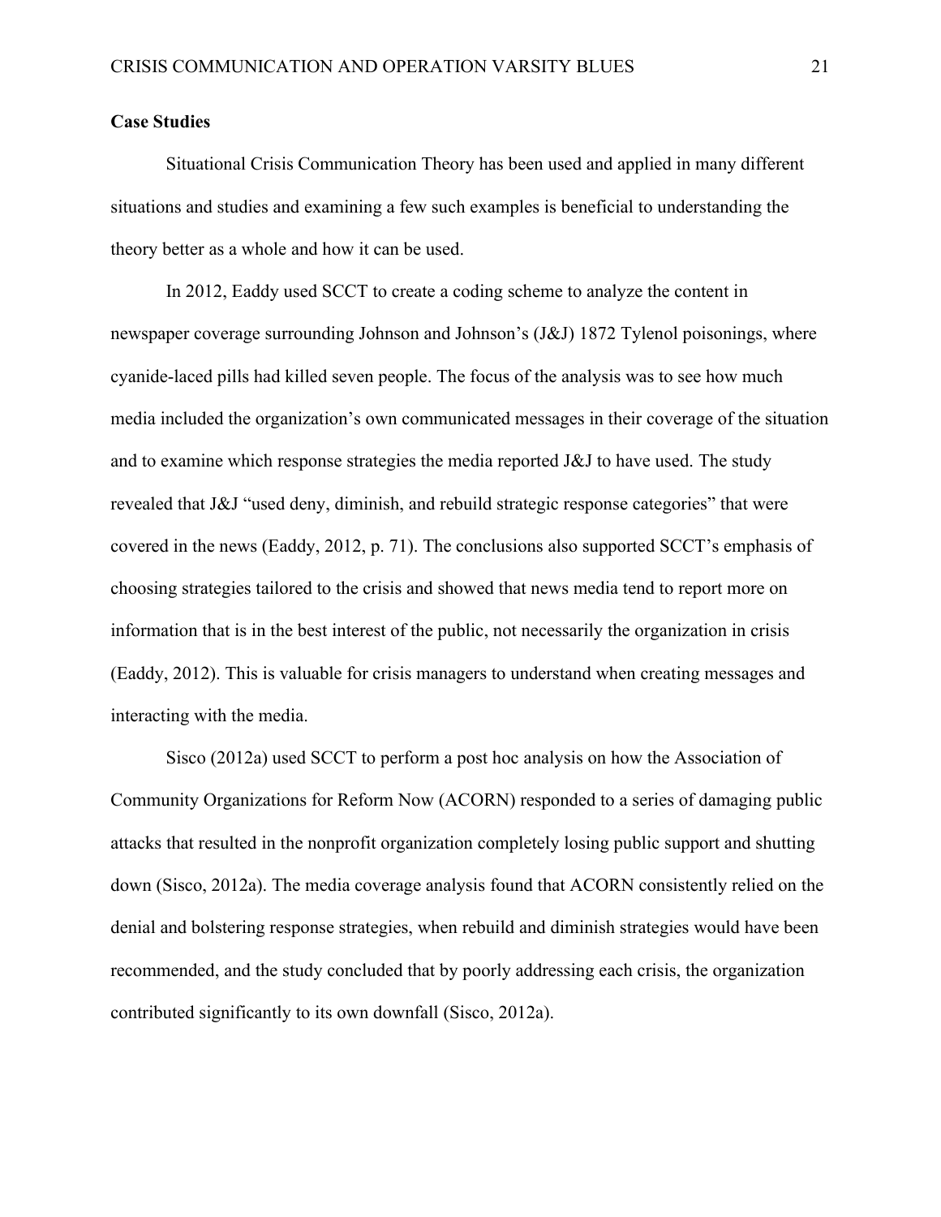**Case Studies**

Situational Crisis Communication Theory has been used and applied in many different situations and studies and examining a few such examples is beneficial to understanding the theory better as a whole and how it can be used.

In 2012, Eaddy used SCCT to create a coding scheme to analyze the content in newspaper coverage surrounding Johnson and Johnson's (J&J) 1872 Tylenol poisonings, where cyanide-laced pills had killed seven people. The focus of the analysis was to see how much media included the organization's own communicated messages in their coverage of the situation and to examine which response strategies the media reported J&J to have used. The study revealed that J&J "used deny, diminish, and rebuild strategic response categories" that were covered in the news (Eaddy, 2012, p. 71). The conclusions also supported SCCT's emphasis of choosing strategies tailored to the crisis and showed that news media tend to report more on information that is in the best interest of the public, not necessarily the organization in crisis (Eaddy, 2012). This is valuable for crisis managers to understand when creating messages and interacting with the media.

Sisco (2012a) used SCCT to perform a post hoc analysis on how the Association of Community Organizations for Reform Now (ACORN) responded to a series of damaging public attacks that resulted in the nonprofit organization completely losing public support and shutting down (Sisco, 2012a). The media coverage analysis found that ACORN consistently relied on the denial and bolstering response strategies, when rebuild and diminish strategies would have been recommended, and the study concluded that by poorly addressing each crisis, the organization contributed significantly to its own downfall (Sisco, 2012a).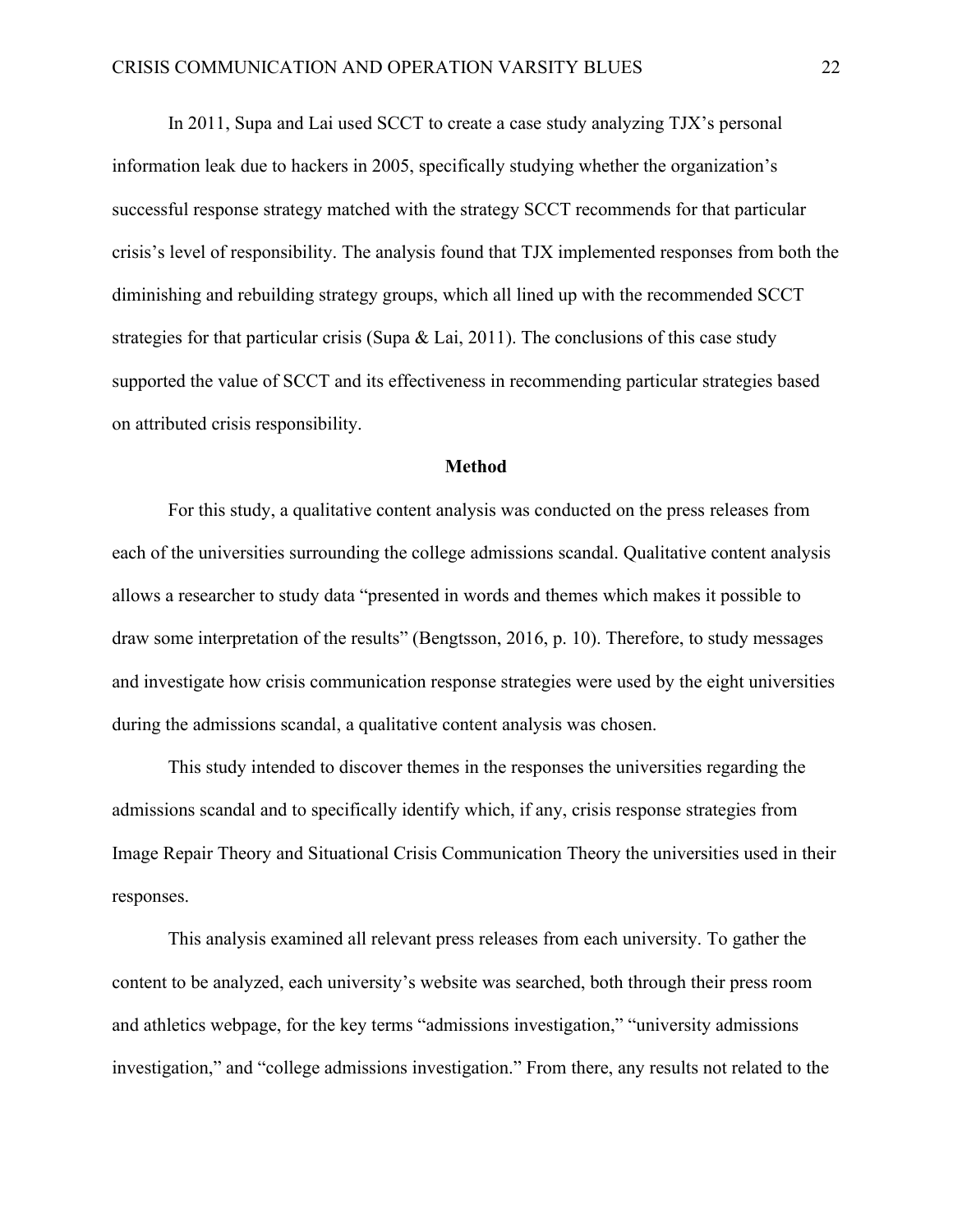In 2011, Supa and Lai used SCCT to create a case study analyzing TJX's personal information leak due to hackers in 2005, specifically studying whether the organization's successful response strategy matched with the strategy SCCT recommends for that particular crisis's level of responsibility. The analysis found that TJX implemented responses from both the diminishing and rebuilding strategy groups, which all lined up with the recommended SCCT strategies for that particular crisis (Supa & Lai, 2011). The conclusions of this case study supported the value of SCCT and its effectiveness in recommending particular strategies based on attributed crisis responsibility.

## Method

For this study, a qualitative content analysis was conducted on the press releases from each of the universities surrounding the college admissions scandal. Qualitative content analysis allows a researcher to study data "presented in words and themes which makes it possible to draw some interpretation of the results" (Bengtsson, 2016, p. 10). Therefore, to study messages and investigate how crisis communication response strategies were used by the eight universities during the admissions scandal, a qualitative content analysis was chosen.

This study intended to discover themes in the responses the universities regarding the admissions scandal and to specifically identify which, if any, crisis response strategies from Image Repair Theory and Situational Crisis Communication Theory the universities used in their responses.

This analysis examined all relevant press releases from each university. To gather the content to be analyzed, each university's website was searched, both through their press room and athletics webpage, for the key terms "admissions investigation," "university admissions investigation," and "college admissions investigation." From there, any results not related to the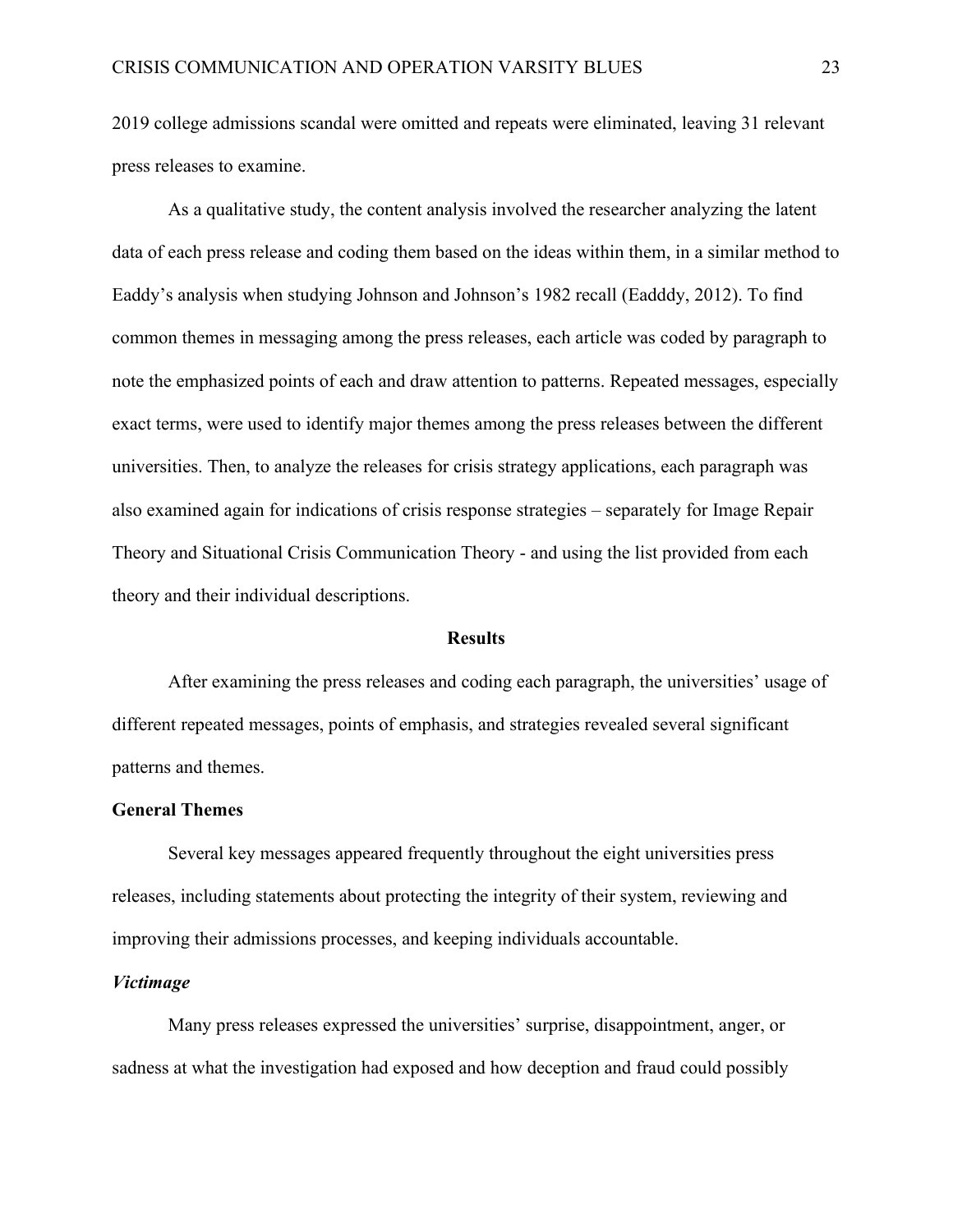2019 college admissions scandal were omitted and repeats were eliminated, leaving 31 relevant press releases to examine.

As a qualitative study, the content analysis involved the researcher analyzing the latent data of each press release and coding them based on the ideas within them, in a similar method to Eaddy's analysis when studying Johnson and Johnson's 1982 recall (Eadddy, 2012). To find common themes in messaging among the press releases, each article was coded by paragraph to note the emphasized points of each and draw attention to patterns. Repeated messages, especially exact terms, were used to identify major themes among the press releases between the different universities. Then, to analyze the releases for crisis strategy applications, each paragraph was also examined again for indications of crisis response strategies – separately for Image Repair Theory and Situational Crisis Communication Theory - and using the list provided from each theory and their individual descriptions.

## Results

After examining the press releases and coding each paragraph, the universities' usage of different repeated messages, points of emphasis, and strategies revealed several significant patterns and themes.

### General Themes

Several key messages appeared frequently throughout the eight universities press releases, including statements about protecting the integrity of their system, reviewing and improving their admissions processes, and keeping individuals accountable.

#### *Victimage*

Many press releases expressed the universities' surprise, disappointment, anger, or sadness at what the investigation had exposed and how deception and fraud could possibly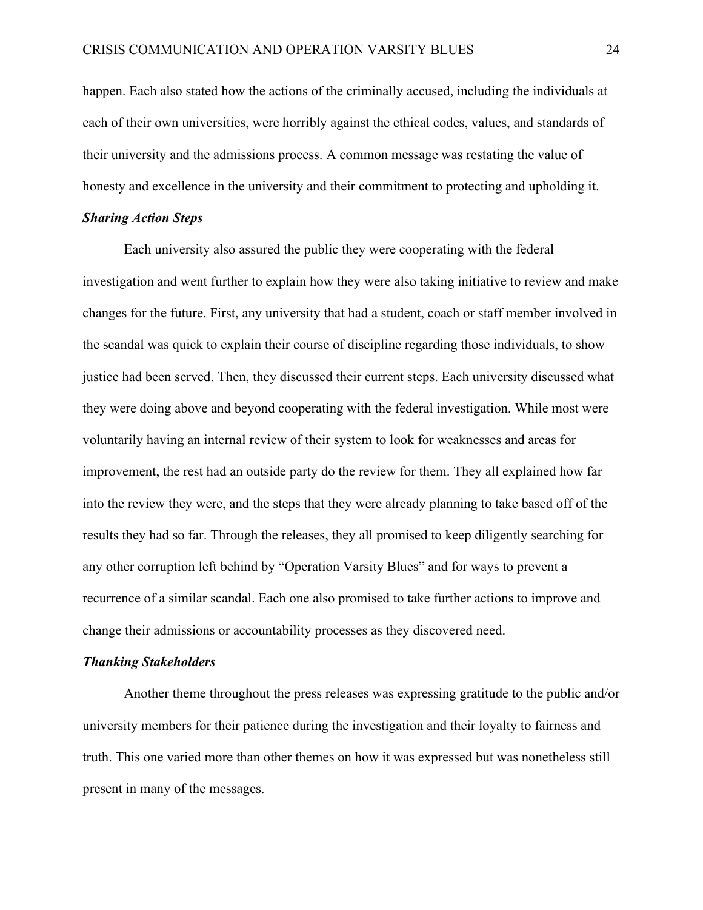happen. Each also stated how the actions of the criminally accused, including the individuals at each of their own universities, were horribly against the ethical codes, values, and standards of their university and the admissions process. A common message was restating the value of honesty and excellence in the university and their commitment to protecting and upholding it.

### *Sharing Action Steps*

Each university also assured the public they were cooperating with the federal investigation and went further to explain how they were also taking initiative to review and make changes for the future. First, any university that had a student, coach or staff member involved in the scandal was quick to explain their course of discipline regarding those individuals, to show justice had been served. Then, they discussed their current steps. Each university discussed what they were doing above and beyond cooperating with the federal investigation. While most were voluntarily having an internal review of their system to look for weaknesses and areas for improvement, the rest had an outside party do the review for them. They all explained how far into the review they were, and the steps that they were already planning to take based off of the results they had so far. Through the releases, they all promised to keep diligently searching for any other corruption left behind by "Operation Varsity Blues" and for ways to prevent a recurrence of a similar scandal. Each one also promised to take further actions to improve and change their admissions or accountability processes as they discovered need.

### *Thanking Stakeholders*

Another theme throughout the press releases was expressing gratitude to the public and/or university members for their patience during the investigation and their loyalty to fairness and truth. This one varied more than other themes on how it was expressed but was nonetheless still present in many of the messages.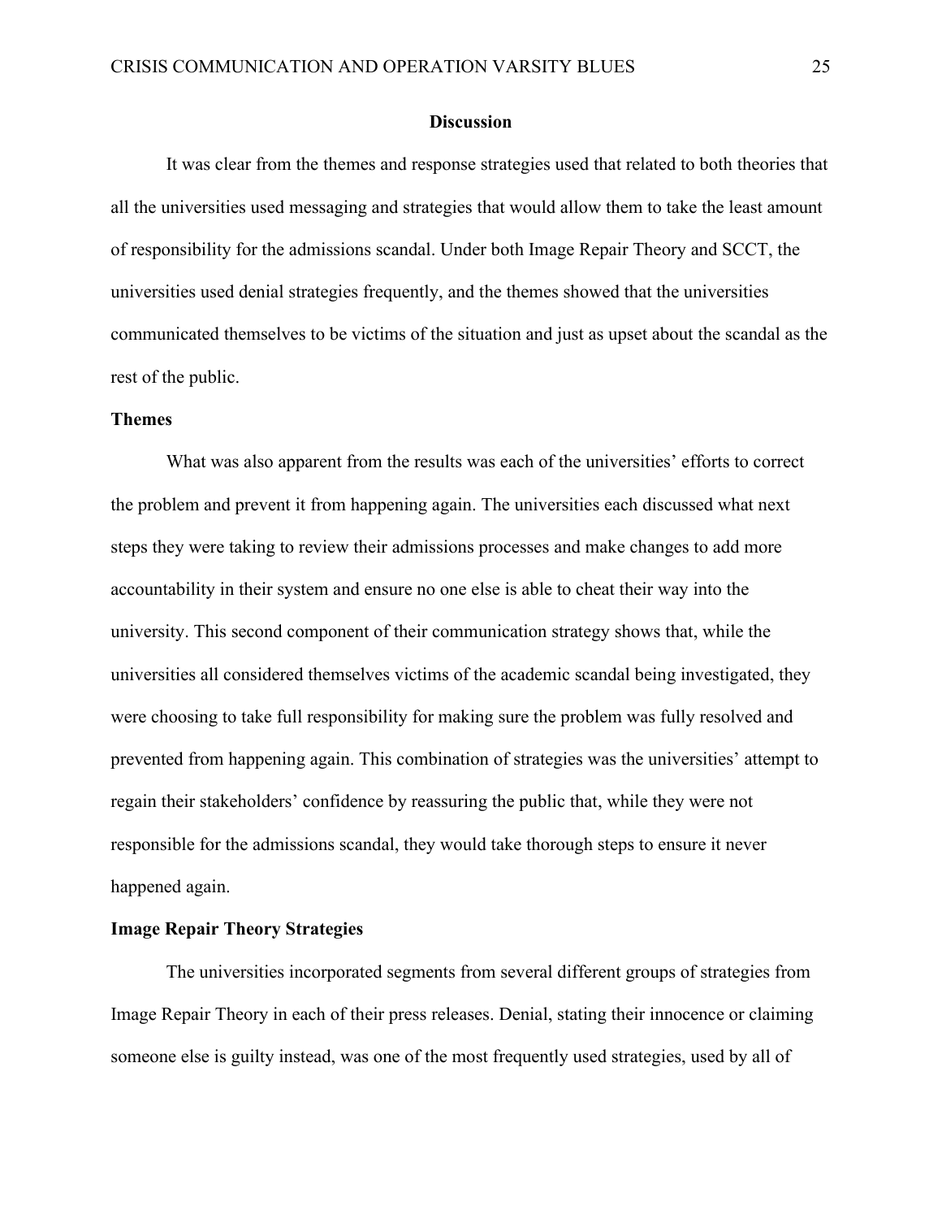## Discussion

It was clear from the themes and response strategies used that related to both theories that all the universities used messaging and strategies that would allow them to take the least amount of responsibility for the admissions scandal. Under both Image Repair Theory and SCCT, the universities used denial strategies frequently, and the themes showed that the universities communicated themselves to be victims of the situation and just as upset about the scandal as the rest of the public.

### Themes

What was also apparent from the results was each of the universities' efforts to correct the problem and prevent it from happening again. The universities each discussed what next steps they were taking to review their admissions processes and make changes to add more accountability in their system and ensure no one else is able to cheat their way into the university. This second component of their communication strategy shows that, while the universities all considered themselves victims of the academic scandal being investigated, they were choosing to take full responsibility for making sure the problem was fully resolved and prevented from happening again. This combination of strategies was the universities' attempt to regain their stakeholders' confidence by reassuring the public that, while they were not responsible for the admissions scandal, they would take thorough steps to ensure it never happened again.

### Image Repair Theory Strategies

The universities incorporated segments from several different groups of strategies from Image Repair Theory in each of their press releases. Denial, stating their innocence or claiming someone else is guilty instead, was one of the most frequently used strategies, used by all of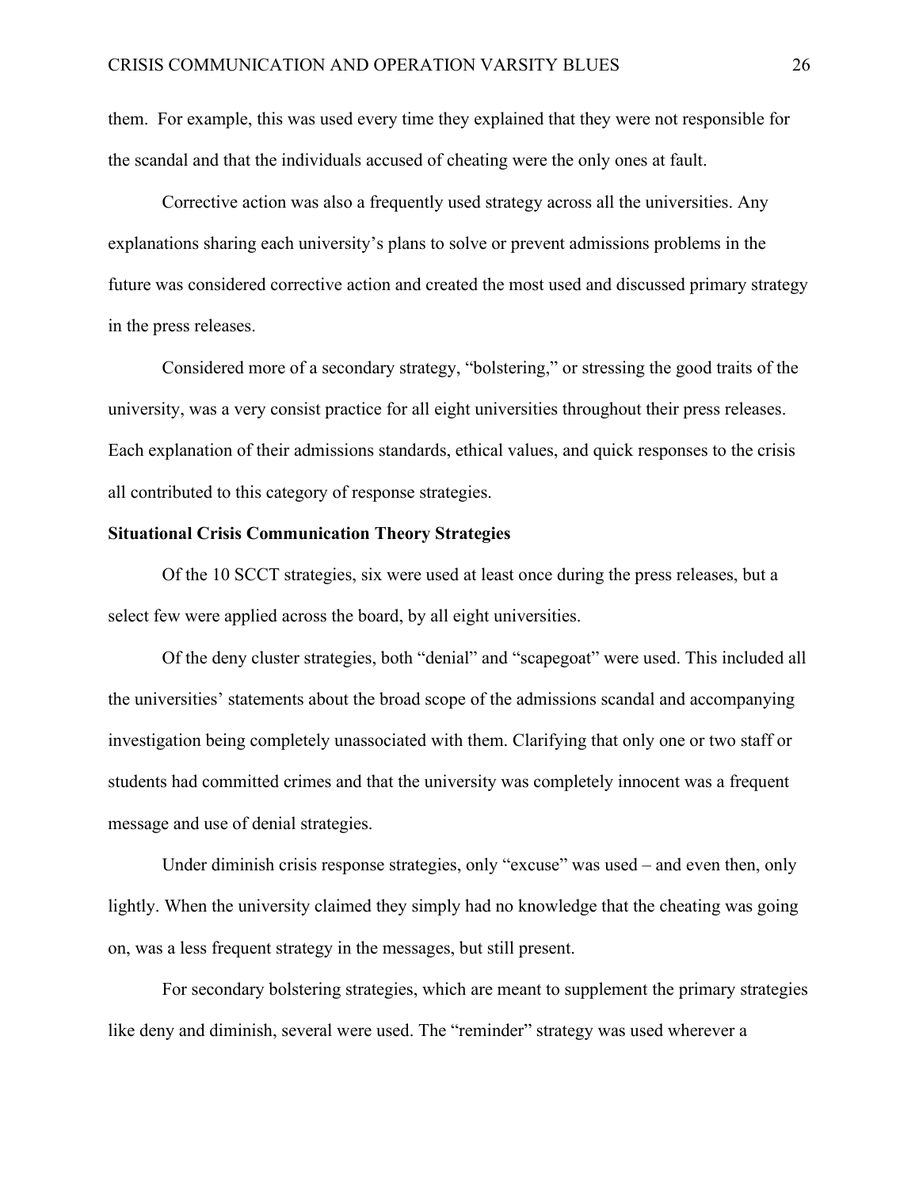them. For example, this was used every time they explained that they were not responsible for the scandal and that the individuals accused of cheating were the only ones at fault.

Corrective action was also a frequently used strategy across all the universities. Any explanations sharing each university's plans to solve or prevent admissions problems in the future was considered corrective action and created the most used and discussed primary strategy in the press releases.

Considered more of a secondary strategy, "bolstering," or stressing the good traits of the university, was a very consist practice for all eight universities throughout their press releases. Each explanation of their admissions standards, ethical values, and quick responses to the crisis all contributed to this category of response strategies.

**Situational Crisis Communication Theory Strategies**

Of the 10 SCCT strategies, six were used at least once during the press releases, but a select few were applied across the board, by all eight universities.

Of the deny cluster strategies, both "denial" and "scapegoat" were used. This included all the universities' statements about the broad scope of the admissions scandal and accompanying investigation being completely unassociated with them. Clarifying that only one or two staff or students had committed crimes and that the university was completely innocent was a frequent message and use of denial strategies.

Under diminish crisis response strategies, only "excuse" was used – and even then, only lightly. When the university claimed they simply had no knowledge that the cheating was going on, was a less frequent strategy in the messages, but still present.

For secondary bolstering strategies, which are meant to supplement the primary strategies like deny and diminish, several were used. The "reminder" strategy was used wherever a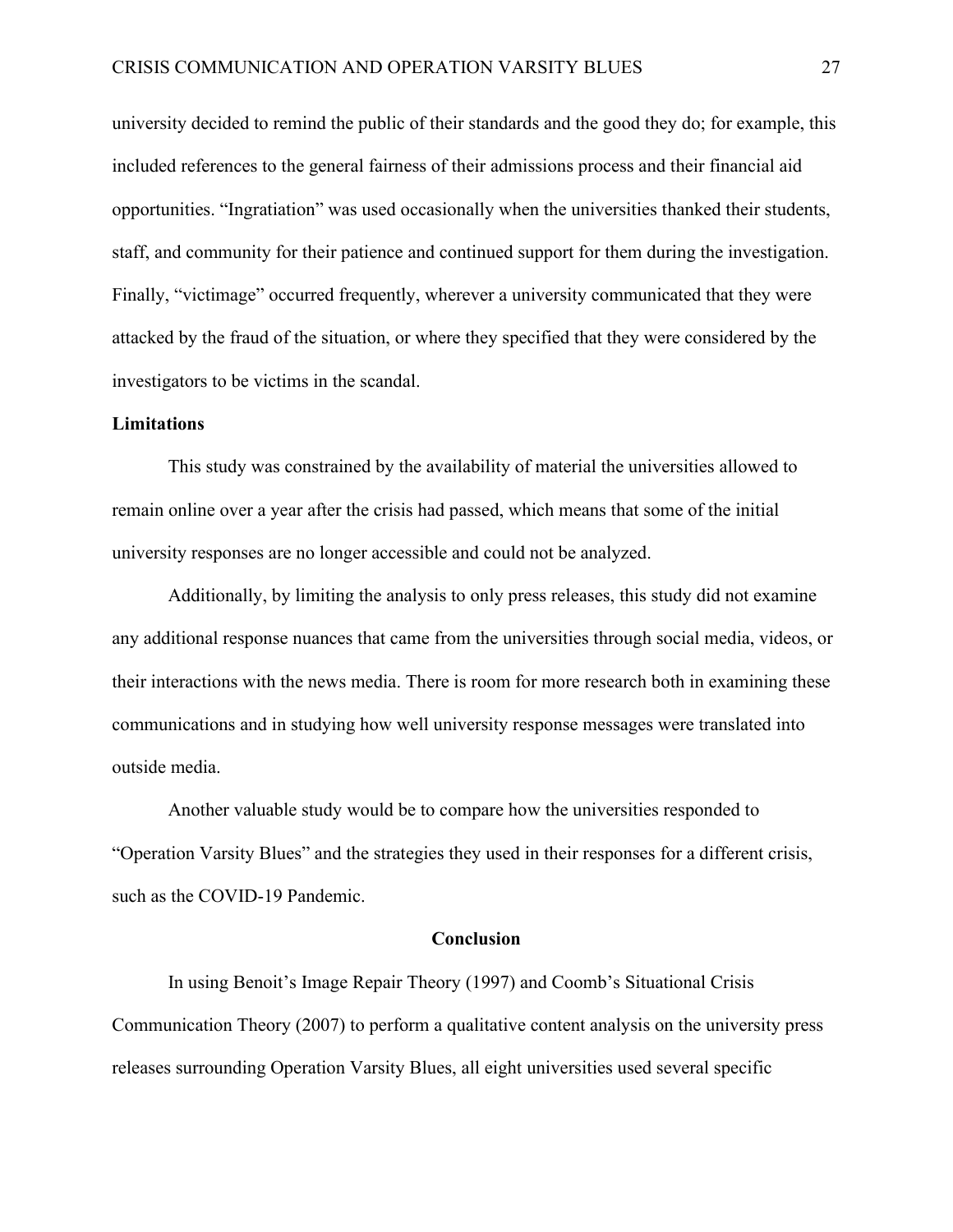university decided to remind the public of their standards and the good they do; for example, this included references to the general fairness of their admissions process and their financial aid opportunities. "Ingratiation" was used occasionally when the universities thanked their students, staff, and community for their patience and continued support for them during the investigation. Finally, "victimage" occurred frequently, wherever a university communicated that they were attacked by the fraud of the situation, or where they specified that they were considered by the investigators to be victims in the scandal.

### Limitations

This study was constrained by the availability of material the universities allowed to remain online over a year after the crisis had passed, which means that some of the initial university responses are no longer accessible and could not be analyzed.

Additionally, by limiting the analysis to only press releases, this study did not examine any additional response nuances that came from the universities through social media, videos, or their interactions with the news media. There is room for more research both in examining these communications and in studying how well university response messages were translated into outside media.

Another valuable study would be to compare how the universities responded to "Operation Varsity Blues" and the strategies they used in their responses for a different crisis, such as the COVID-19 Pandemic.

## Conclusion

In using Benoit's Image Repair Theory (1997) and Coomb's Situational Crisis Communication Theory (2007) to perform a qualitative content analysis on the university press releases surrounding Operation Varsity Blues, all eight universities used several specific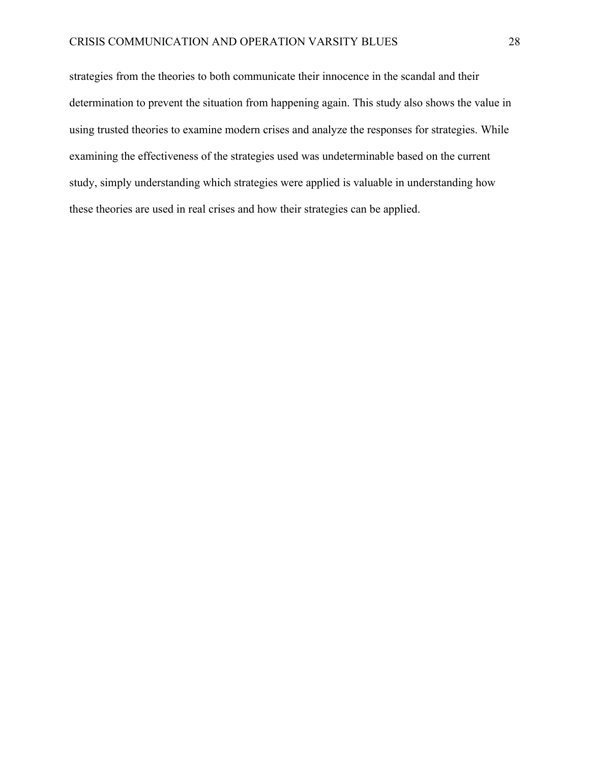strategies from the theories to both communicate their innocence in the scandal and their determination to prevent the situation from happening again. This study also shows the value in using trusted theories to examine modern crises and analyze the responses for strategies. While examining the effectiveness of the strategies used was undeterminable based on the current study, simply understanding which strategies were applied is valuable in understanding how these theories are used in real crises and how their strategies can be applied.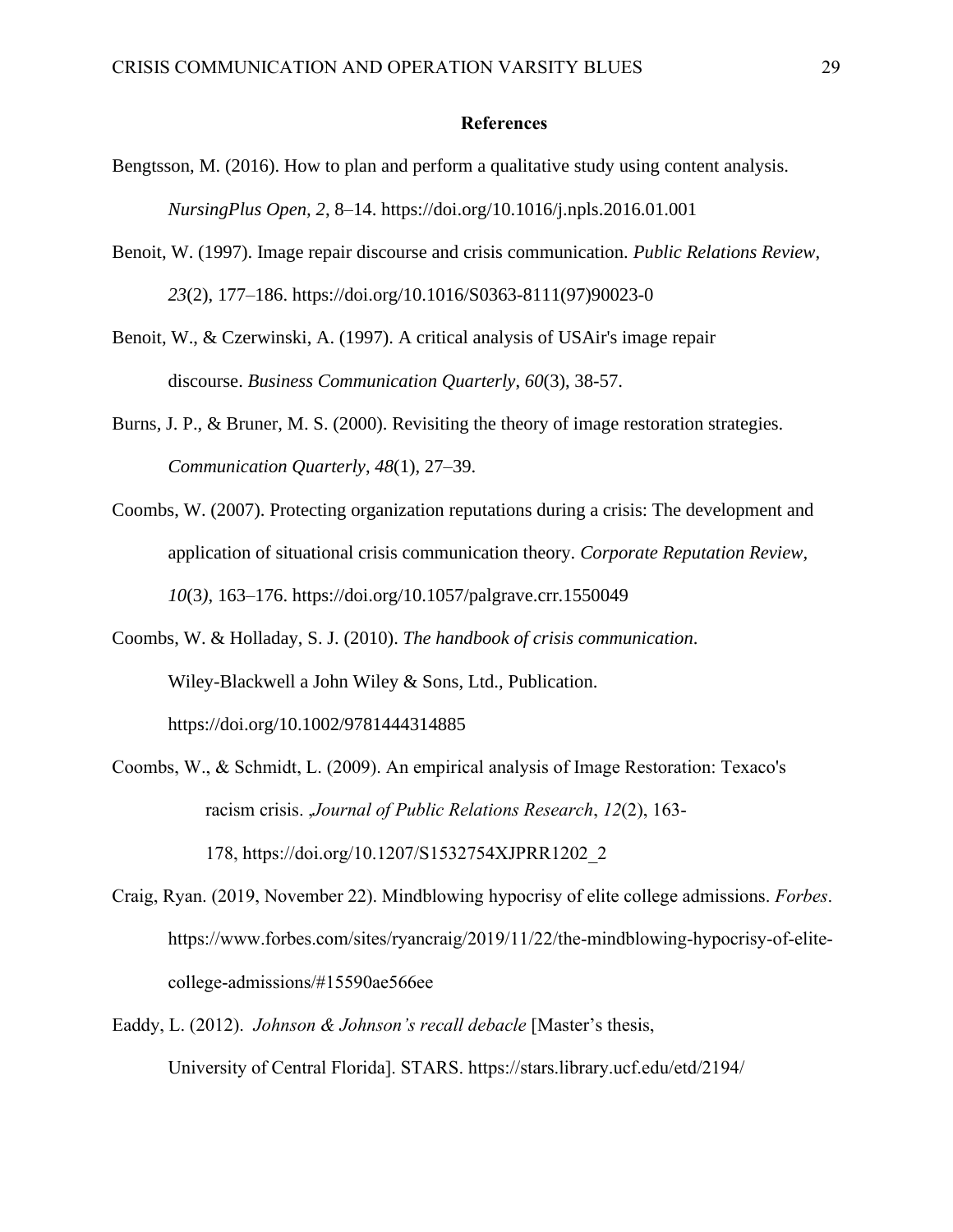## References

Bengtsson, M. (2016). How to plan and perform a qualitative study using content analysis. *NursingPlus Open, 2*, 8–14. https://doi.org/10.1016/j.npls.2016.01.001

Benoit, W. (1997). Image repair discourse and crisis communication. *Public Relations Review*, *23*(2), 177–186. https://doi.org/10.1016/S0363-8111(97)90023-0

Benoit, W., & Czerwinski, A. (1997). A critical analysis of USAir's image repair discourse. *Business Communication Quarterly*, *60*(3), 38-57.

Burns, J. P., & Bruner, M. S. (2000). Revisiting the theory of image restoration strategies. *Communication Quarterly*, *48*(1), 27–39.

Coombs, W. (2007). Protecting organization reputations during a crisis: The development and application of situational crisis communication theory. *Corporate Reputation Review, 10*(3*)*, 163–176. https://doi.org/10.1057/palgrave.crr.1550049

Coombs, W. & Holladay, S. J. (2010). *The handbook of crisis communication.* Wiley-Blackwell a John Wiley & Sons, Ltd., Publication. https://doi.org/10.1002/9781444314885

Coombs, W., & Schmidt, L. (2009). An empirical analysis of Image Restoration: Texaco's racism crisis. „*Journal of Public Relations Research*, *12*(2), 163-178, https://doi.org/10.1207/S1532754XJPRR1202_2

Craig, Ryan. (2019, November 22). Mindblowing hypocrisy of elite college admissions. *Forbes*. https://www.forbes.com/sites/ryancraig/2019/11/22/the-mindblowing-hypocrisy-of-elite-college-admissions/#15590ae566ee

Eaddy, L. (2012). *Johnson & Johnson's recall debacle* [Master's thesis, University of Central Florida]. STARS. https://stars.library.ucf.edu/etd/2194/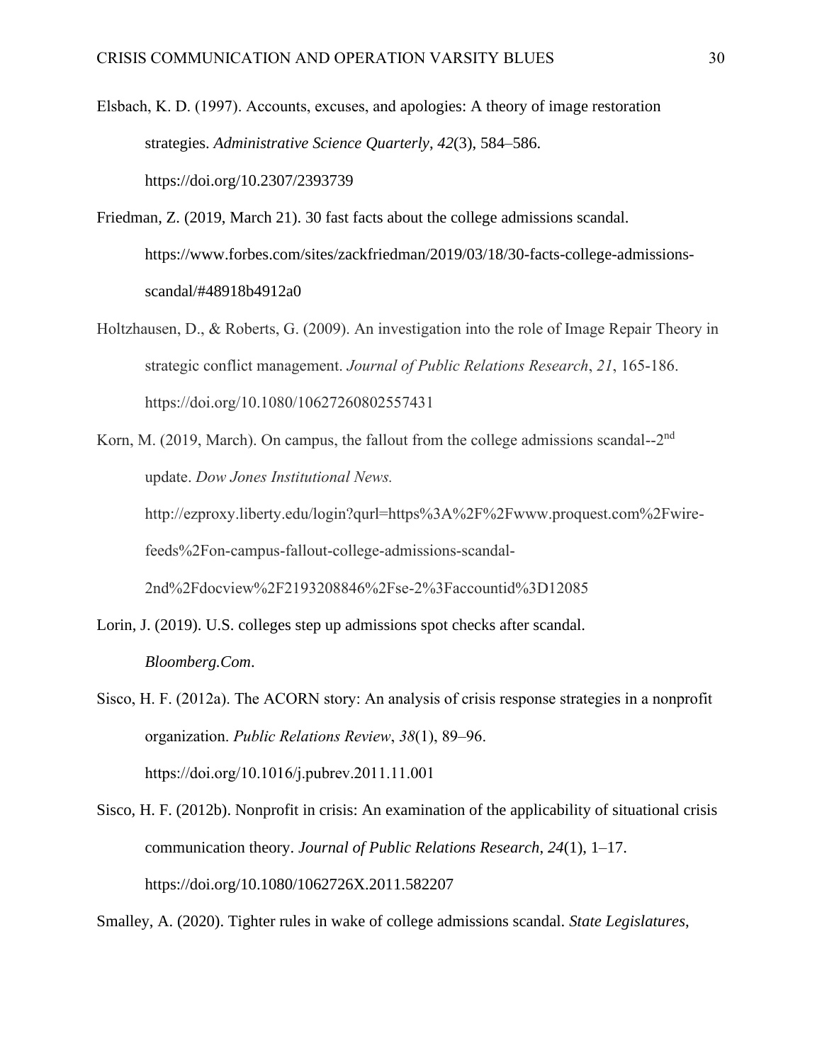Elsbach, K. D. (1997). Accounts, excuses, and apologies: A theory of image restoration strategies. *Administrative Science Quarterly*, *42*(3), 584–586. https://doi.org/10.2307/2393739

Friedman, Z. (2019, March 21). 30 fast facts about the college admissions scandal. https://www.forbes.com/sites/zackfriedman/2019/03/18/30-facts-college-admissions-scandal/#48918b4912a0

Holtzhausen, D., & Roberts, G. (2009). An investigation into the role of Image Repair Theory in strategic conflict management. *Journal of Public Relations Research*, *21*, 165-186. https://doi.org/10.1080/10627260802557431

Korn, M. (2019, March). On campus, the fallout from the college admissions scandal--2nd update. *Dow Jones Institutional News.* http://ezproxy.liberty.edu/login?qurl=https%3A%2F%2Fwww.proquest.com%2Fwire-feeds%2Fon-campus-fallout-college-admissions-scandal-2nd%2Fdocview%2F2193208846%2Fse-2%3Faccountid%3D12085

Lorin, J. (2019). U.S. colleges step up admissions spot checks after scandal. *Bloomberg.Com*.

Sisco, H. F. (2012a). The ACORN story: An analysis of crisis response strategies in a nonprofit organization. *Public Relations Review*, *38*(1), 89–96. https://doi.org/10.1016/j.pubrev.2011.11.001

Sisco, H. F. (2012b). Nonprofit in crisis: An examination of the applicability of situational crisis communication theory. *Journal of Public Relations Research*, *24*(1), 1–17. https://doi.org/10.1080/1062726X.2011.582207

Smalley, A. (2020). Tighter rules in wake of college admissions scandal. *State Legislatures*,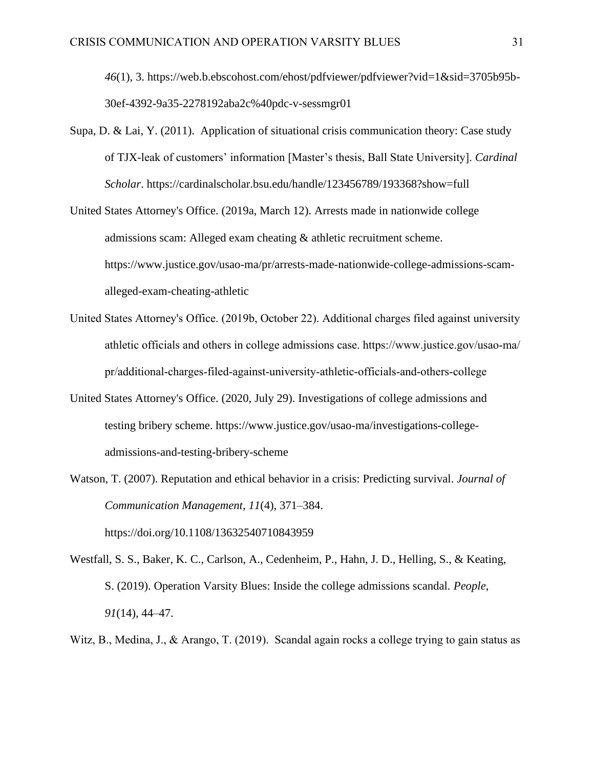*46*(1), 3. https://web.b.ebscohost.com/ehost/pdfviewer/pdfviewer?vid=1&sid=3705b95b-30ef-4392-9a35-2278192aba2c%40pdc-v-sessmgr01

Supa, D. & Lai, Y. (2011). Application of situational crisis communication theory: Case study of TJX-leak of customers' information [Master's thesis, Ball State University]. *Cardinal Scholar*. https://cardinalscholar.bsu.edu/handle/123456789/193368?show=full

United States Attorney's Office. (2019a, March 12). Arrests made in nationwide college admissions scam: Alleged exam cheating & athletic recruitment scheme. https://www.justice.gov/usao-ma/pr/arrests-made-nationwide-college-admissions-scam-alleged-exam-cheating-athletic

United States Attorney's Office. (2019b, October 22). Additional charges filed against university athletic officials and others in college admissions case. https://www.justice.gov/usao-ma/pr/additional-charges-filed-against-university-athletic-officials-and-others-college

United States Attorney's Office. (2020, July 29). Investigations of college admissions and testing bribery scheme. https://www.justice.gov/usao-ma/investigations-college-admissions-and-testing-bribery-scheme

Watson, T. (2007). Reputation and ethical behavior in a crisis: Predicting survival. *Journal of Communication Management*, *11*(4), 371–384. https://doi.org/10.1108/13632540710843959

Westfall, S. S., Baker, K. C., Carlson, A., Cedenheim, P., Hahn, J. D., Helling, S., & Keating, S. (2019). Operation Varsity Blues: Inside the college admissions scandal. *People*, *91*(14), 44–47.

Witz, B., Medina, J., & Arango, T. (2019). Scandal again rocks a college trying to gain status as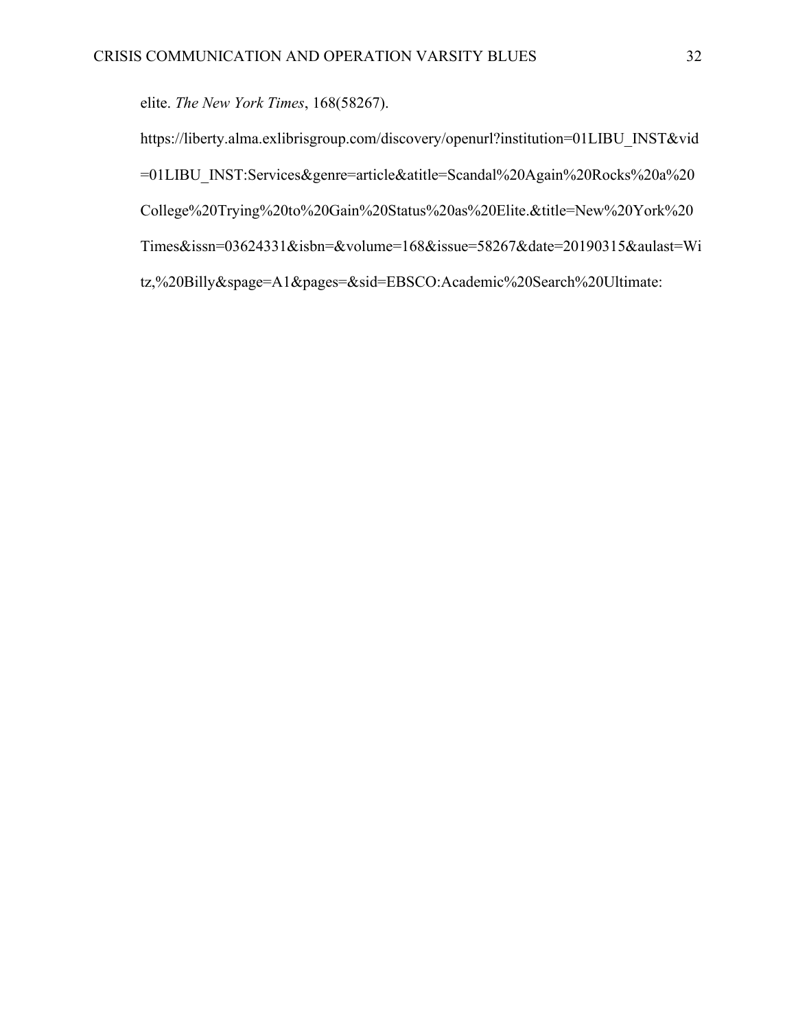elite. *The New York Times*, 168(58267).

https://liberty.alma.exlibrisgroup.com/discovery/openurl?institution=01LIBU_INST&vid=01LIBU_INST:Services&genre=article&atitle=Scandal%20Again%20Rocks%20a%20College%20Trying%20to%20Gain%20Status%20as%20Elite.&title=New%20York%20Times&issn=03624331&isbn=&volume=168&issue=58267&date=20190315&aulast=Witz,%20Billy&spage=A1&pages=&sid=EBSCO:Academic%20Search%20Ultimate: